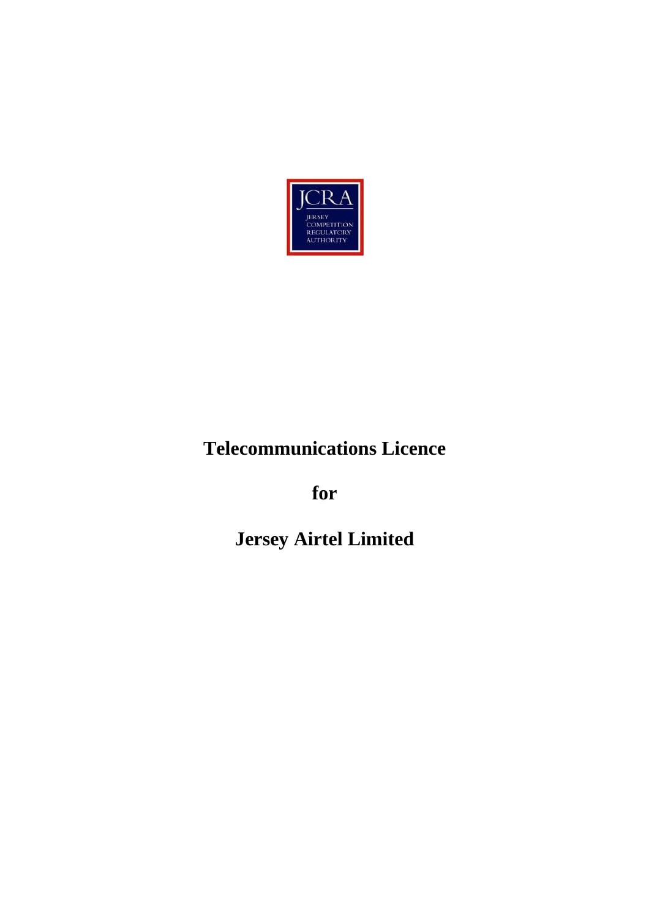JCRA

JERSEY
COMPETITION
REGULATORY
AUTHORITY

# Telecommunications Licence

# for

# Jersey Airtel Limited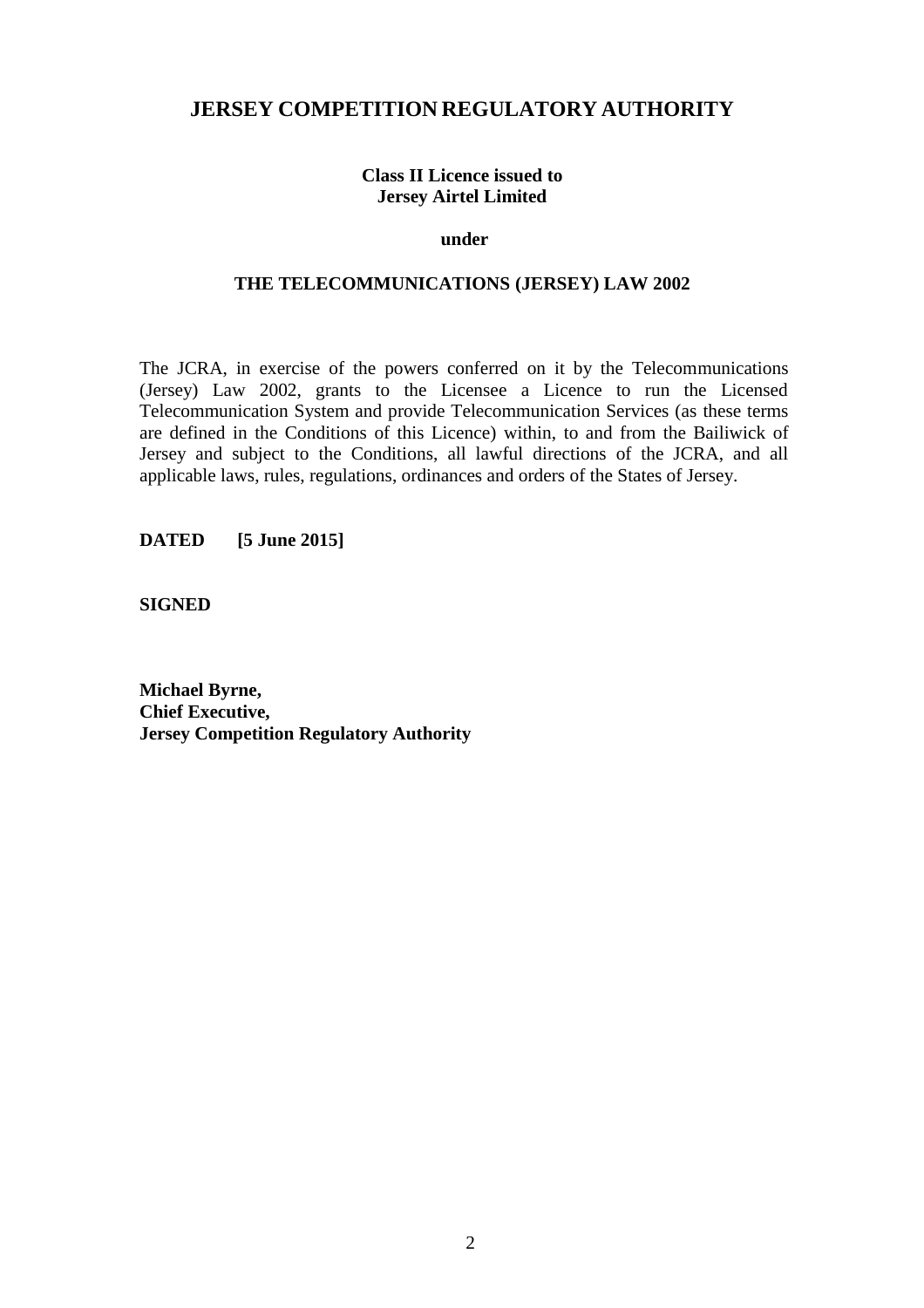# JERSEY COMPETITION REGULATORY AUTHORITY

**Class II Licence issued to**
**Jersey Airtel Limited**

**under**

**THE TELECOMMUNICATIONS (JERSEY) LAW 2002**

The JCRA, in exercise of the powers conferred on it by the Telecommunications (Jersey) Law 2002, grants to the Licensee a Licence to run the Licensed Telecommunication System and provide Telecommunication Services (as these terms are defined in the Conditions of this Licence) within, to and from the Bailiwick of Jersey and subject to the Conditions, all lawful directions of the JCRA, and all applicable laws, rules, regulations, ordinances and orders of the States of Jersey.

**DATED [5 June 2015]**

**SIGNED**

**Michael Byrne,**
**Chief Executive,**
**Jersey Competition Regulatory Authority**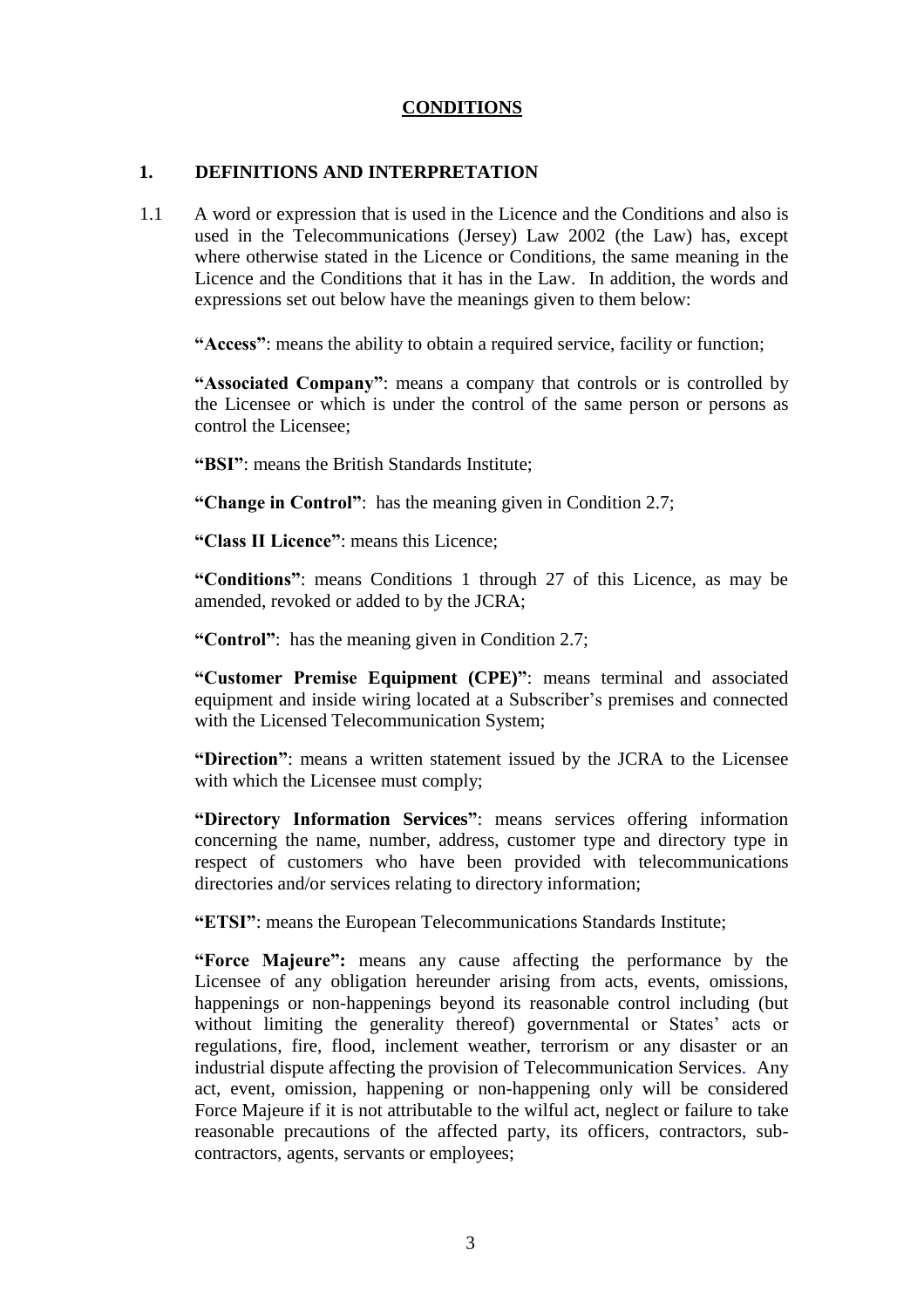# CONDITIONS

## 1. DEFINITIONS AND INTERPRETATION

1.1 A word or expression that is used in the Licence and the Conditions and also is used in the Telecommunications (Jersey) Law 2002 (the Law) has, except where otherwise stated in the Licence or Conditions, the same meaning in the Licence and the Conditions that it has in the Law. In addition, the words and expressions set out below have the meanings given to them below:

**"Access"**: means the ability to obtain a required service, facility or function;

**"Associated Company"**: means a company that controls or is controlled by the Licensee or which is under the control of the same person or persons as control the Licensee;

**"BSI"**: means the British Standards Institute;

**"Change in Control"**: has the meaning given in Condition 2.7;

**"Class II Licence"**: means this Licence;

**"Conditions"**: means Conditions 1 through 27 of this Licence, as may be amended, revoked or added to by the JCRA;

**"Control"**: has the meaning given in Condition 2.7;

**"Customer Premise Equipment (CPE)"**: means terminal and associated equipment and inside wiring located at a Subscriber's premises and connected with the Licensed Telecommunication System;

**"Direction"**: means a written statement issued by the JCRA to the Licensee with which the Licensee must comply;

**"Directory Information Services"**: means services offering information concerning the name, number, address, customer type and directory type in respect of customers who have been provided with telecommunications directories and/or services relating to directory information;

**"ETSI"**: means the European Telecommunications Standards Institute;

**"Force Majeure":** means any cause affecting the performance by the Licensee of any obligation hereunder arising from acts, events, omissions, happenings or non-happenings beyond its reasonable control including (but without limiting the generality thereof) governmental or States' acts or regulations, fire, flood, inclement weather, terrorism or any disaster or an industrial dispute affecting the provision of Telecommunication Services. Any act, event, omission, happening or non-happening only will be considered Force Majeure if it is not attributable to the wilful act, neglect or failure to take reasonable precautions of the affected party, its officers, contractors, sub-contractors, agents, servants or employees;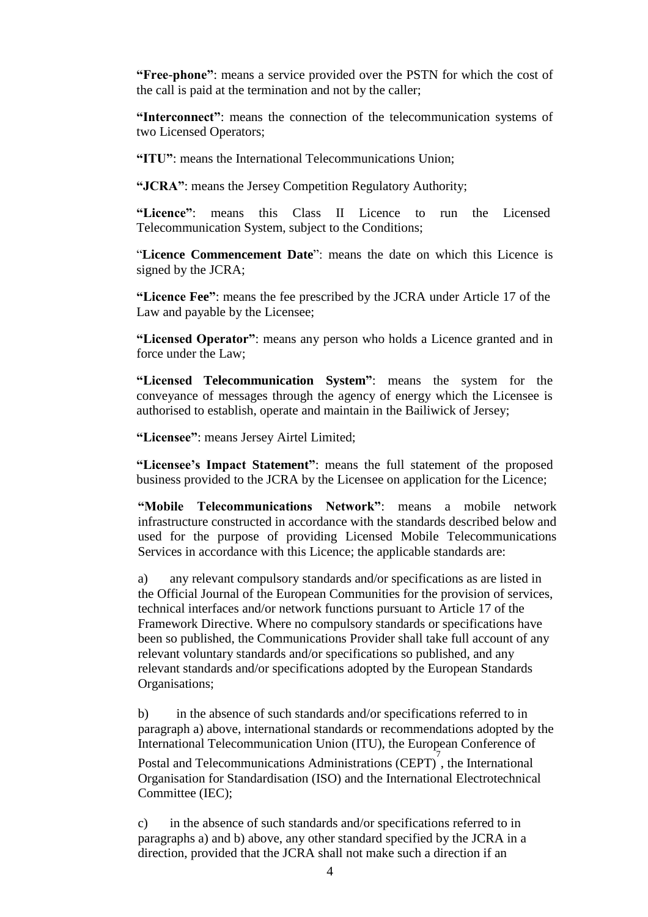**"Free-phone"**: means a service provided over the PSTN for which the cost of the call is paid at the termination and not by the caller;

**"Interconnect"**: means the connection of the telecommunication systems of two Licensed Operators;

**"ITU"**: means the International Telecommunications Union;

**"JCRA"**: means the Jersey Competition Regulatory Authority;

**"Licence"**: means this Class II Licence to run the Licensed Telecommunication System, subject to the Conditions;

"**Licence Commencement Date**": means the date on which this Licence is signed by the JCRA;

**"Licence Fee"**: means the fee prescribed by the JCRA under Article 17 of the Law and payable by the Licensee;

**"Licensed Operator"**: means any person who holds a Licence granted and in force under the Law;

**"Licensed Telecommunication System"**: means the system for the conveyance of messages through the agency of energy which the Licensee is authorised to establish, operate and maintain in the Bailiwick of Jersey;

**"Licensee"**: means Jersey Airtel Limited;

**"Licensee's Impact Statement"**: means the full statement of the proposed business provided to the JCRA by the Licensee on application for the Licence;

**"Mobile Telecommunications Network"**: means a mobile network infrastructure constructed in accordance with the standards described below and used for the purpose of providing Licensed Mobile Telecommunications Services in accordance with this Licence; the applicable standards are:

a) any relevant compulsory standards and/or specifications as are listed in the Official Journal of the European Communities for the provision of services, technical interfaces and/or network functions pursuant to Article 17 of the Framework Directive. Where no compulsory standards or specifications have been so published, the Communications Provider shall take full account of any relevant voluntary standards and/or specifications so published, and any relevant standards and/or specifications adopted by the European Standards Organisations;

b) in the absence of such standards and/or specifications referred to in paragraph a) above, international standards or recommendations adopted by the International Telecommunication Union (ITU), the European Conference of Postal and Telecommunications Administrations (CEPT)[7], the International Organisation for Standardisation (ISO) and the International Electrotechnical Committee (IEC);

c) in the absence of such standards and/or specifications referred to in paragraphs a) and b) above, any other standard specified by the JCRA in a direction, provided that the JCRA shall not make such a direction if an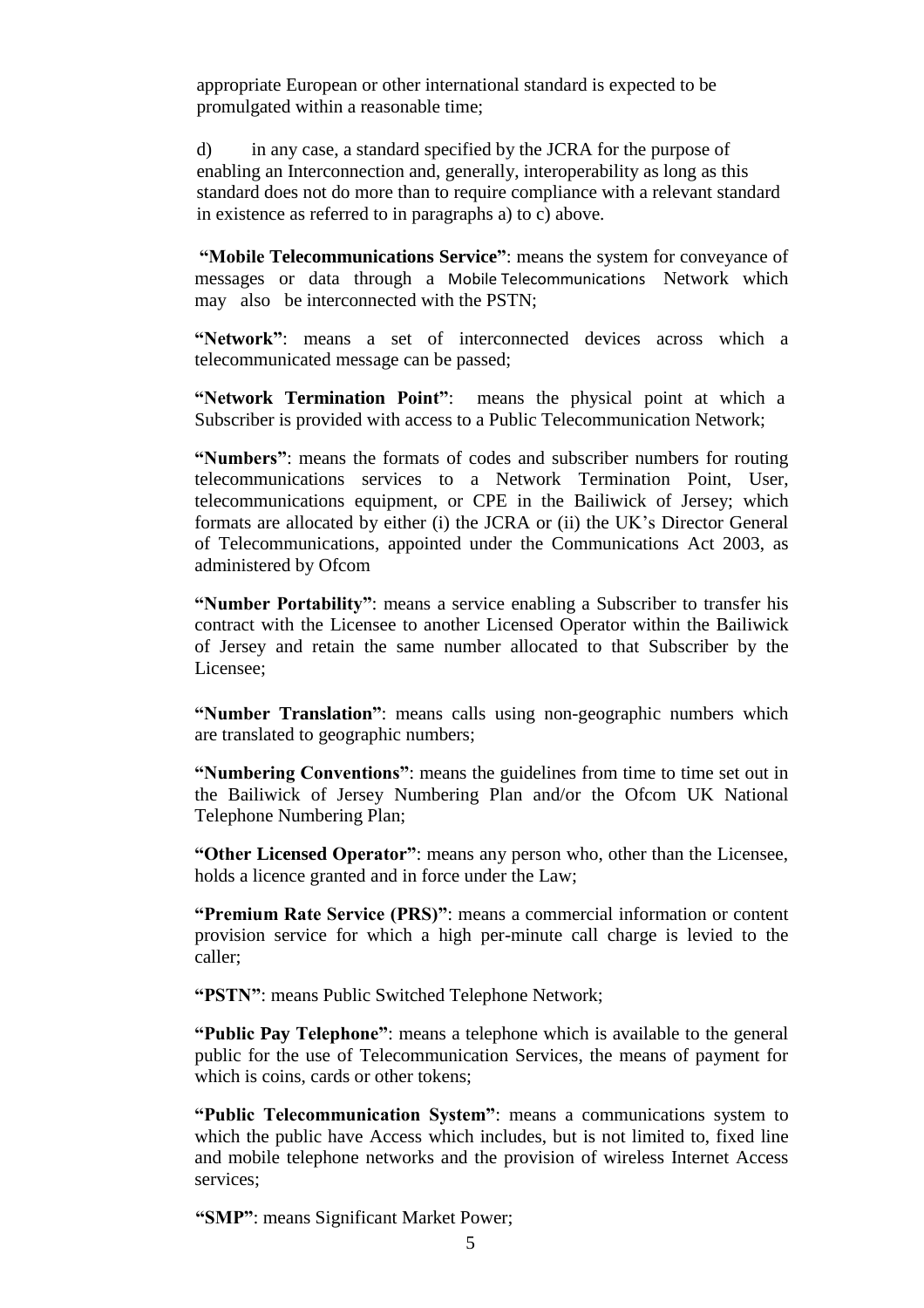appropriate European or other international standard is expected to be promulgated within a reasonable time;

d) in any case, a standard specified by the JCRA for the purpose of enabling an Interconnection and, generally, interoperability as long as this standard does not do more than to require compliance with a relevant standard in existence as referred to in paragraphs a) to c) above.

**"Mobile Telecommunications Service"**: means the system for conveyance of messages or data through a Mobile Telecommunications Network which may also be interconnected with the PSTN;

**"Network"**: means a set of interconnected devices across which a telecommunicated message can be passed;

**"Network Termination Point"**: means the physical point at which a Subscriber is provided with access to a Public Telecommunication Network;

**"Numbers"**: means the formats of codes and subscriber numbers for routing telecommunications services to a Network Termination Point, User, telecommunications equipment, or CPE in the Bailiwick of Jersey; which formats are allocated by either (i) the JCRA or (ii) the UK's Director General of Telecommunications, appointed under the Communications Act 2003, as administered by Ofcom

**"Number Portability"**: means a service enabling a Subscriber to transfer his contract with the Licensee to another Licensed Operator within the Bailiwick of Jersey and retain the same number allocated to that Subscriber by the Licensee;

**"Number Translation"**: means calls using non-geographic numbers which are translated to geographic numbers;

**"Numbering Conventions"**: means the guidelines from time to time set out in the Bailiwick of Jersey Numbering Plan and/or the Ofcom UK National Telephone Numbering Plan;

**"Other Licensed Operator"**: means any person who, other than the Licensee, holds a licence granted and in force under the Law;

**"Premium Rate Service (PRS)"**: means a commercial information or content provision service for which a high per-minute call charge is levied to the caller;

**"PSTN"**: means Public Switched Telephone Network;

**"Public Pay Telephone"**: means a telephone which is available to the general public for the use of Telecommunication Services, the means of payment for which is coins, cards or other tokens;

**"Public Telecommunication System"**: means a communications system to which the public have Access which includes, but is not limited to, fixed line and mobile telephone networks and the provision of wireless Internet Access services;

**"SMP"**: means Significant Market Power;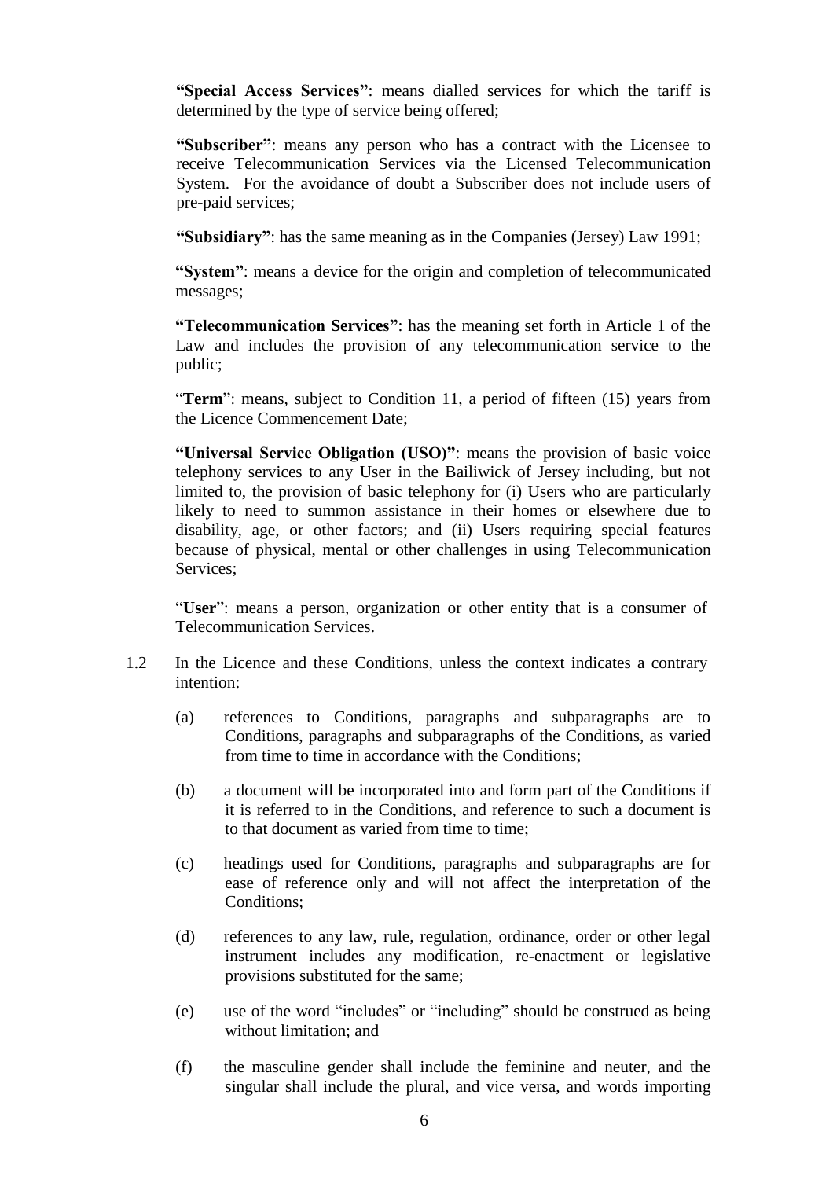**"Special Access Services"**: means dialled services for which the tariff is determined by the type of service being offered;

**"Subscriber"**: means any person who has a contract with the Licensee to receive Telecommunication Services via the Licensed Telecommunication System. For the avoidance of doubt a Subscriber does not include users of pre-paid services;

**"Subsidiary"**: has the same meaning as in the Companies (Jersey) Law 1991;

**"System"**: means a device for the origin and completion of telecommunicated messages;

**"Telecommunication Services"**: has the meaning set forth in Article 1 of the Law and includes the provision of any telecommunication service to the public;

"**Term**": means, subject to Condition 11, a period of fifteen (15) years from the Licence Commencement Date;

**"Universal Service Obligation (USO)"**: means the provision of basic voice telephony services to any User in the Bailiwick of Jersey including, but not limited to, the provision of basic telephony for (i) Users who are particularly likely to need to summon assistance in their homes or elsewhere due to disability, age, or other factors; and (ii) Users requiring special features because of physical, mental or other challenges in using Telecommunication Services;

"**User**": means a person, organization or other entity that is a consumer of Telecommunication Services.

1.2 In the Licence and these Conditions, unless the context indicates a contrary intention:

(a) references to Conditions, paragraphs and subparagraphs are to Conditions, paragraphs and subparagraphs of the Conditions, as varied from time to time in accordance with the Conditions;

(b) a document will be incorporated into and form part of the Conditions if it is referred to in the Conditions, and reference to such a document is to that document as varied from time to time;

(c) headings used for Conditions, paragraphs and subparagraphs are for ease of reference only and will not affect the interpretation of the Conditions;

(d) references to any law, rule, regulation, ordinance, order or other legal instrument includes any modification, re-enactment or legislative provisions substituted for the same;

(e) use of the word "includes" or "including" should be construed as being without limitation; and

(f) the masculine gender shall include the feminine and neuter, and the singular shall include the plural, and vice versa, and words importing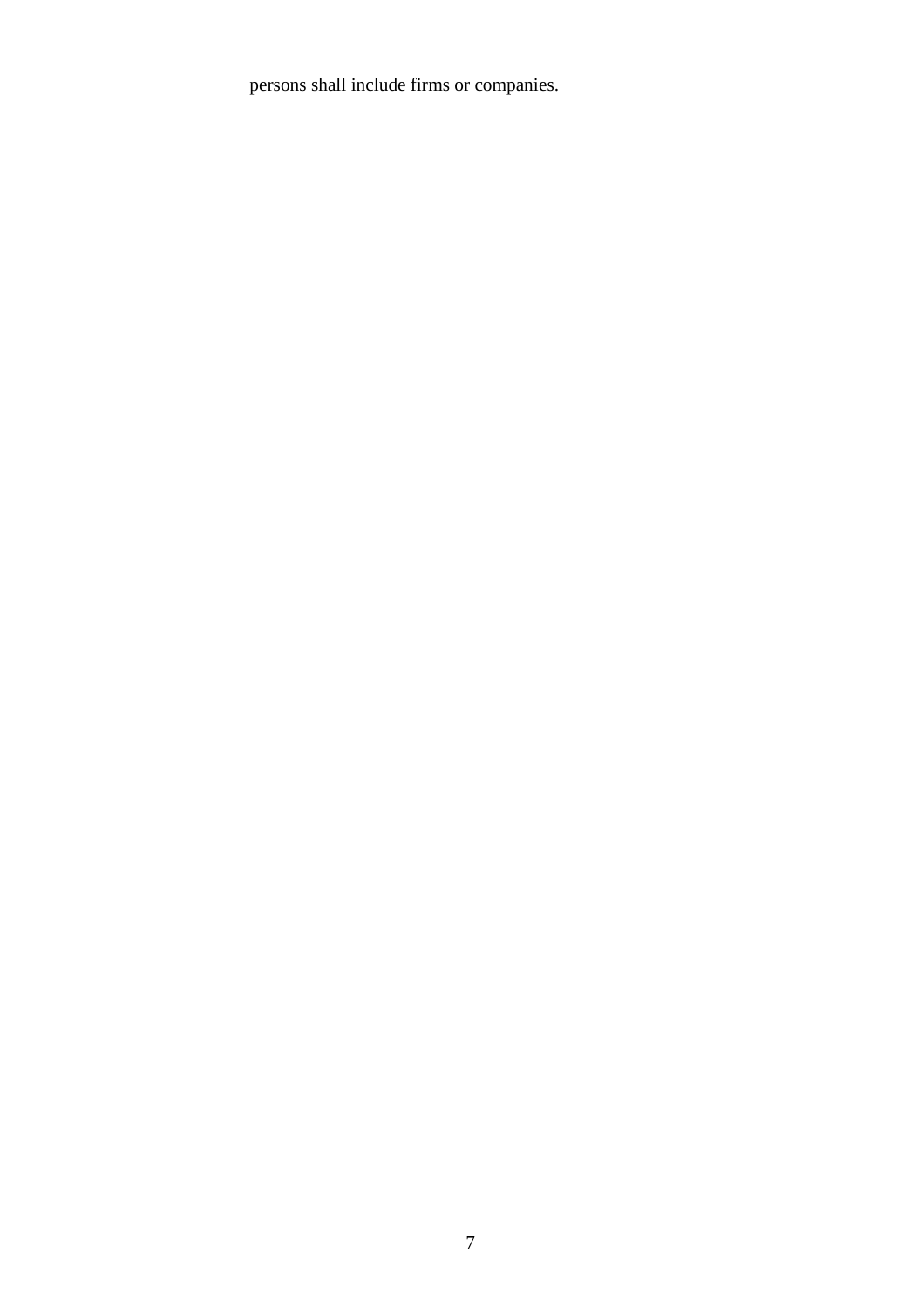persons shall include firms or companies.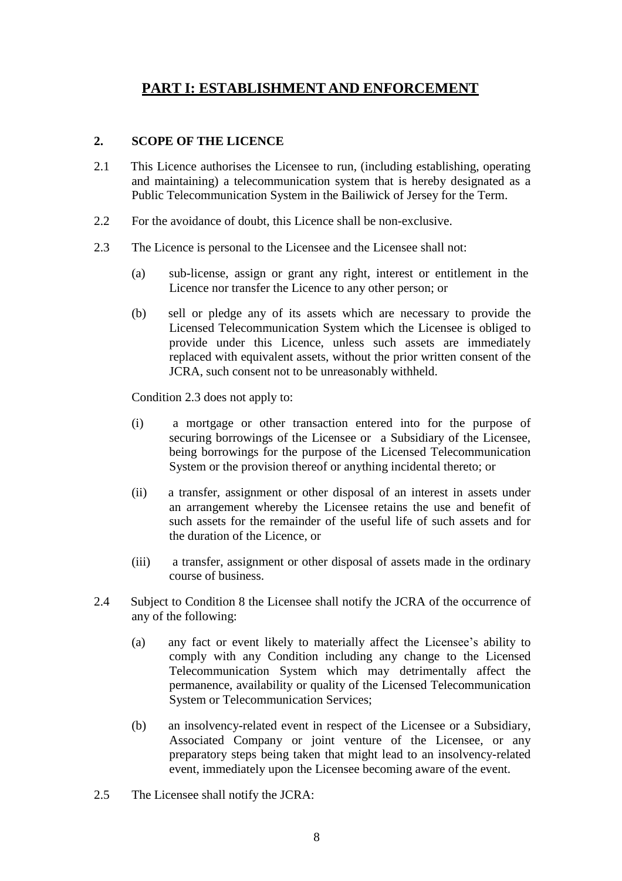# PART I: ESTABLISHMENT AND ENFORCEMENT

## 2. SCOPE OF THE LICENCE

2.1 This Licence authorises the Licensee to run, (including establishing, operating and maintaining) a telecommunication system that is hereby designated as a Public Telecommunication System in the Bailiwick of Jersey for the Term.

2.2 For the avoidance of doubt, this Licence shall be non-exclusive.

2.3 The Licence is personal to the Licensee and the Licensee shall not:

(a) sub-license, assign or grant any right, interest or entitlement in the Licence nor transfer the Licence to any other person; or

(b) sell or pledge any of its assets which are necessary to provide the Licensed Telecommunication System which the Licensee is obliged to provide under this Licence, unless such assets are immediately replaced with equivalent assets, without the prior written consent of the JCRA, such consent not to be unreasonably withheld.

Condition 2.3 does not apply to:

(i) a mortgage or other transaction entered into for the purpose of securing borrowings of the Licensee or a Subsidiary of the Licensee, being borrowings for the purpose of the Licensed Telecommunication System or the provision thereof or anything incidental thereto; or

(ii) a transfer, assignment or other disposal of an interest in assets under an arrangement whereby the Licensee retains the use and benefit of such assets for the remainder of the useful life of such assets and for the duration of the Licence, or

(iii) a transfer, assignment or other disposal of assets made in the ordinary course of business.

2.4 Subject to Condition 8 the Licensee shall notify the JCRA of the occurrence of any of the following:

(a) any fact or event likely to materially affect the Licensee's ability to comply with any Condition including any change to the Licensed Telecommunication System which may detrimentally affect the permanence, availability or quality of the Licensed Telecommunication System or Telecommunication Services;

(b) an insolvency-related event in respect of the Licensee or a Subsidiary, Associated Company or joint venture of the Licensee, or any preparatory steps being taken that might lead to an insolvency-related event, immediately upon the Licensee becoming aware of the event.

2.5 The Licensee shall notify the JCRA: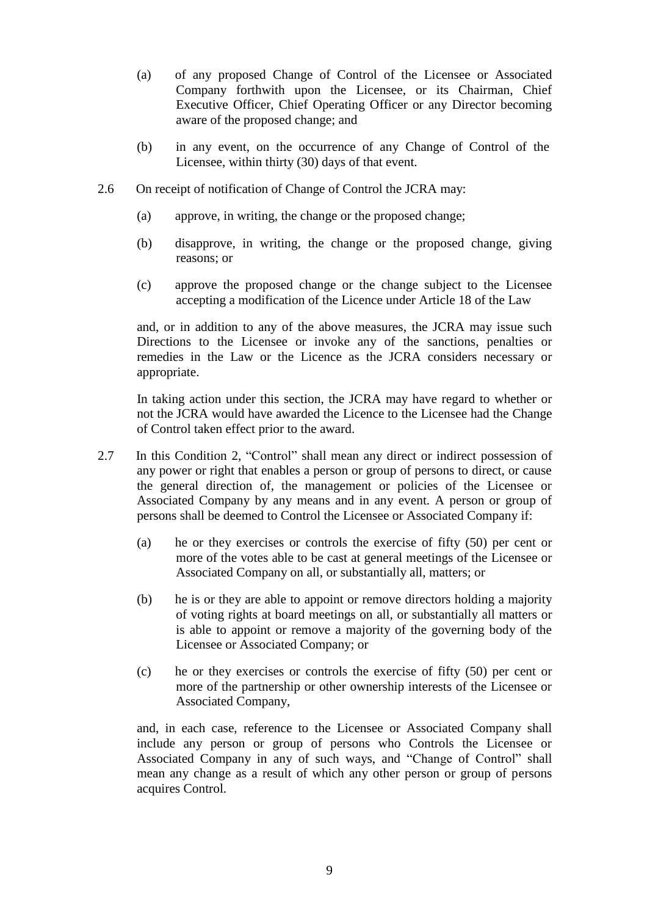(a) of any proposed Change of Control of the Licensee or Associated Company forthwith upon the Licensee, or its Chairman, Chief Executive Officer, Chief Operating Officer or any Director becoming aware of the proposed change; and

(b) in any event, on the occurrence of any Change of Control of the Licensee, within thirty (30) days of that event.

2.6 On receipt of notification of Change of Control the JCRA may:

(a) approve, in writing, the change or the proposed change;

(b) disapprove, in writing, the change or the proposed change, giving reasons; or

(c) approve the proposed change or the change subject to the Licensee accepting a modification of the Licence under Article 18 of the Law

and, or in addition to any of the above measures, the JCRA may issue such Directions to the Licensee or invoke any of the sanctions, penalties or remedies in the Law or the Licence as the JCRA considers necessary or appropriate.

In taking action under this section, the JCRA may have regard to whether or not the JCRA would have awarded the Licence to the Licensee had the Change of Control taken effect prior to the award.

2.7 In this Condition 2, "Control" shall mean any direct or indirect possession of any power or right that enables a person or group of persons to direct, or cause the general direction of, the management or policies of the Licensee or Associated Company by any means and in any event. A person or group of persons shall be deemed to Control the Licensee or Associated Company if:

(a) he or they exercises or controls the exercise of fifty (50) per cent or more of the votes able to be cast at general meetings of the Licensee or Associated Company on all, or substantially all, matters; or

(b) he is or they are able to appoint or remove directors holding a majority of voting rights at board meetings on all, or substantially all matters or is able to appoint or remove a majority of the governing body of the Licensee or Associated Company; or

(c) he or they exercises or controls the exercise of fifty (50) per cent or more of the partnership or other ownership interests of the Licensee or Associated Company,

and, in each case, reference to the Licensee or Associated Company shall include any person or group of persons who Controls the Licensee or Associated Company in any of such ways, and "Change of Control" shall mean any change as a result of which any other person or group of persons acquires Control.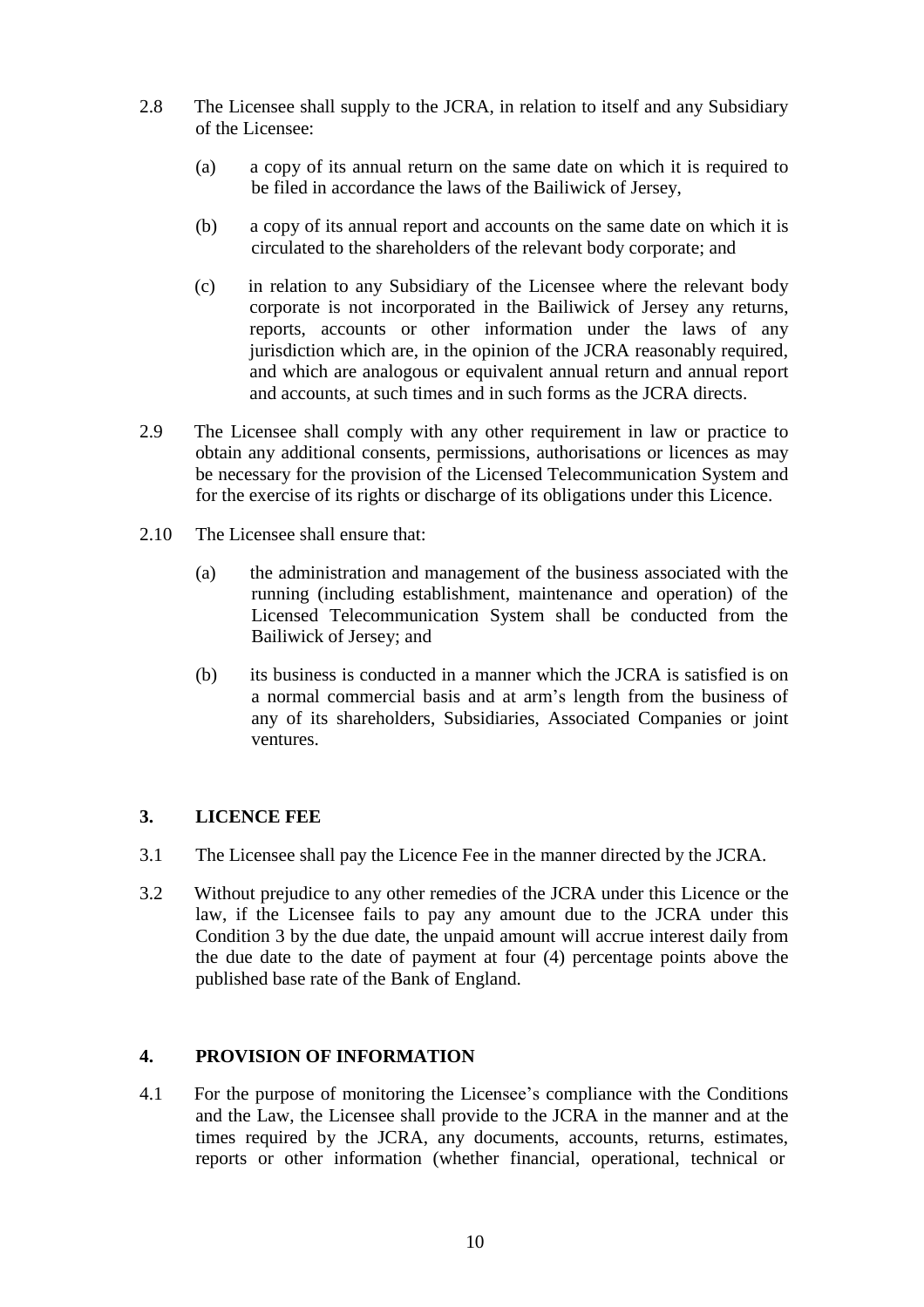2.8 The Licensee shall supply to the JCRA, in relation to itself and any Subsidiary of the Licensee:

(a) a copy of its annual return on the same date on which it is required to be filed in accordance the laws of the Bailiwick of Jersey,

(b) a copy of its annual report and accounts on the same date on which it is circulated to the shareholders of the relevant body corporate; and

(c) in relation to any Subsidiary of the Licensee where the relevant body corporate is not incorporated in the Bailiwick of Jersey any returns, reports, accounts or other information under the laws of any jurisdiction which are, in the opinion of the JCRA reasonably required, and which are analogous or equivalent annual return and annual report and accounts, at such times and in such forms as the JCRA directs.

2.9 The Licensee shall comply with any other requirement in law or practice to obtain any additional consents, permissions, authorisations or licences as may be necessary for the provision of the Licensed Telecommunication System and for the exercise of its rights or discharge of its obligations under this Licence.

2.10 The Licensee shall ensure that:

(a) the administration and management of the business associated with the running (including establishment, maintenance and operation) of the Licensed Telecommunication System shall be conducted from the Bailiwick of Jersey; and

(b) its business is conducted in a manner which the JCRA is satisfied is on a normal commercial basis and at arm's length from the business of any of its shareholders, Subsidiaries, Associated Companies or joint ventures.

## 3. LICENCE FEE

3.1 The Licensee shall pay the Licence Fee in the manner directed by the JCRA.

3.2 Without prejudice to any other remedies of the JCRA under this Licence or the law, if the Licensee fails to pay any amount due to the JCRA under this Condition 3 by the due date, the unpaid amount will accrue interest daily from the due date to the date of payment at four (4) percentage points above the published base rate of the Bank of England.

## 4. PROVISION OF INFORMATION

4.1 For the purpose of monitoring the Licensee's compliance with the Conditions and the Law, the Licensee shall provide to the JCRA in the manner and at the times required by the JCRA, any documents, accounts, returns, estimates, reports or other information (whether financial, operational, technical or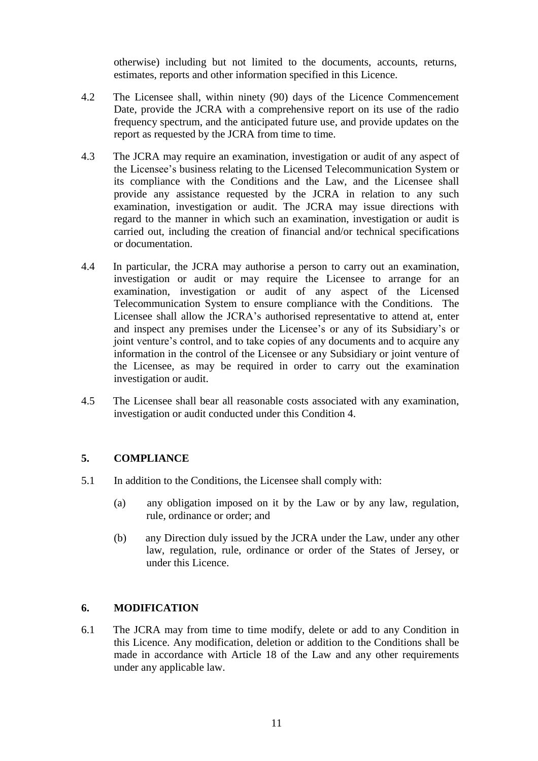otherwise) including but not limited to the documents, accounts, returns, estimates, reports and other information specified in this Licence.

4.2 The Licensee shall, within ninety (90) days of the Licence Commencement Date, provide the JCRA with a comprehensive report on its use of the radio frequency spectrum, and the anticipated future use, and provide updates on the report as requested by the JCRA from time to time.

4.3 The JCRA may require an examination, investigation or audit of any aspect of the Licensee's business relating to the Licensed Telecommunication System or its compliance with the Conditions and the Law, and the Licensee shall provide any assistance requested by the JCRA in relation to any such examination, investigation or audit. The JCRA may issue directions with regard to the manner in which such an examination, investigation or audit is carried out, including the creation of financial and/or technical specifications or documentation.

4.4 In particular, the JCRA may authorise a person to carry out an examination, investigation or audit or may require the Licensee to arrange for an examination, investigation or audit of any aspect of the Licensed Telecommunication System to ensure compliance with the Conditions. The Licensee shall allow the JCRA's authorised representative to attend at, enter and inspect any premises under the Licensee's or any of its Subsidiary's or joint venture's control, and to take copies of any documents and to acquire any information in the control of the Licensee or any Subsidiary or joint venture of the Licensee, as may be required in order to carry out the examination investigation or audit.

4.5 The Licensee shall bear all reasonable costs associated with any examination, investigation or audit conducted under this Condition 4.

## 5. COMPLIANCE

5.1 In addition to the Conditions, the Licensee shall comply with:

(a) any obligation imposed on it by the Law or by any law, regulation, rule, ordinance or order; and

(b) any Direction duly issued by the JCRA under the Law, under any other law, regulation, rule, ordinance or order of the States of Jersey, or under this Licence.

## 6. MODIFICATION

6.1 The JCRA may from time to time modify, delete or add to any Condition in this Licence. Any modification, deletion or addition to the Conditions shall be made in accordance with Article 18 of the Law and any other requirements under any applicable law.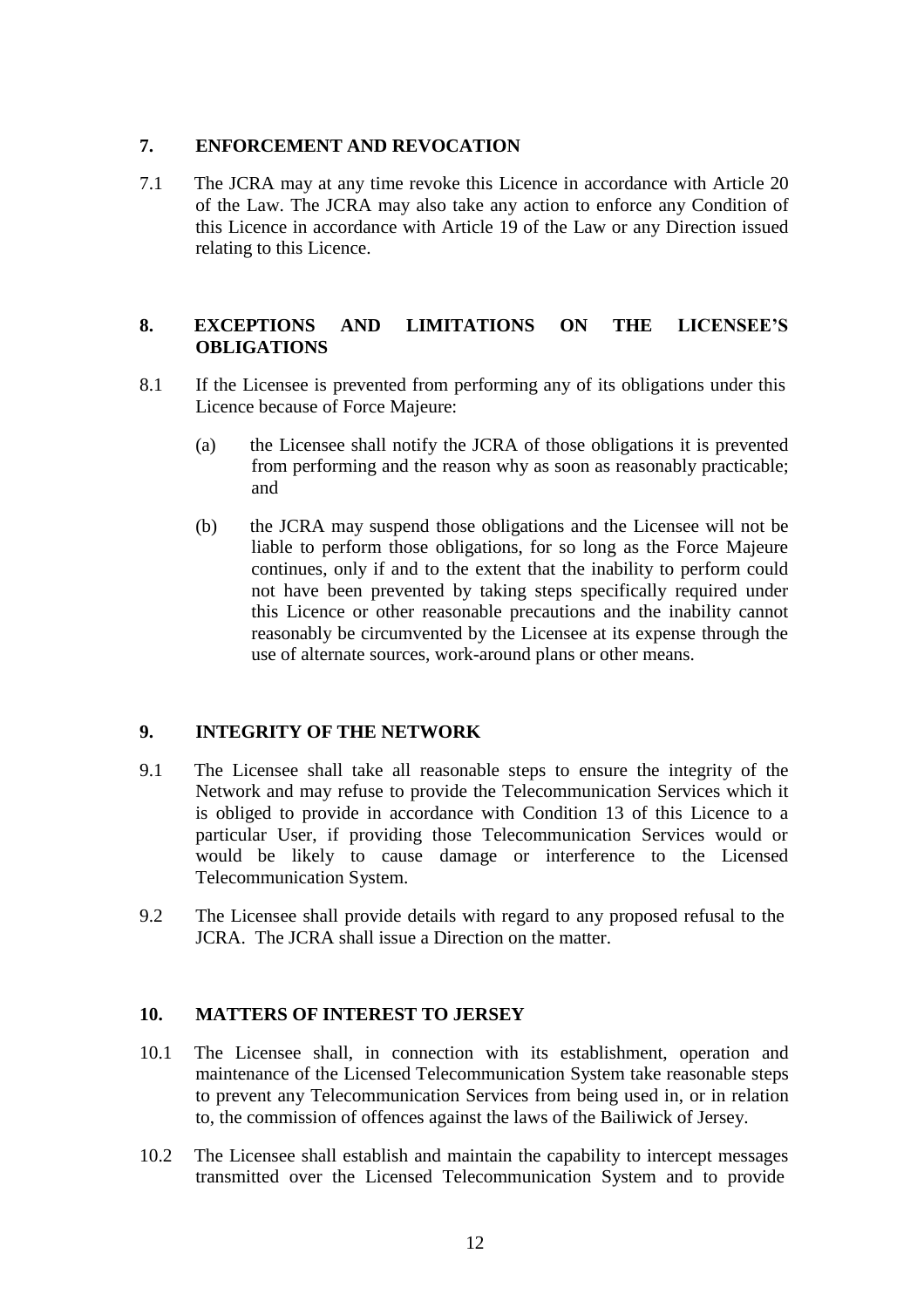## 7. ENFORCEMENT AND REVOCATION

7.1 The JCRA may at any time revoke this Licence in accordance with Article 20 of the Law. The JCRA may also take any action to enforce any Condition of this Licence in accordance with Article 19 of the Law or any Direction issued relating to this Licence.

## 8. EXCEPTIONS AND LIMITATIONS ON THE LICENSEE'S OBLIGATIONS

8.1 If the Licensee is prevented from performing any of its obligations under this Licence because of Force Majeure:

(a) the Licensee shall notify the JCRA of those obligations it is prevented from performing and the reason why as soon as reasonably practicable; and

(b) the JCRA may suspend those obligations and the Licensee will not be liable to perform those obligations, for so long as the Force Majeure continues, only if and to the extent that the inability to perform could not have been prevented by taking steps specifically required under this Licence or other reasonable precautions and the inability cannot reasonably be circumvented by the Licensee at its expense through the use of alternate sources, work-around plans or other means.

## 9. INTEGRITY OF THE NETWORK

9.1 The Licensee shall take all reasonable steps to ensure the integrity of the Network and may refuse to provide the Telecommunication Services which it is obliged to provide in accordance with Condition 13 of this Licence to a particular User, if providing those Telecommunication Services would or would be likely to cause damage or interference to the Licensed Telecommunication System.

9.2 The Licensee shall provide details with regard to any proposed refusal to the JCRA. The JCRA shall issue a Direction on the matter.

## 10. MATTERS OF INTEREST TO JERSEY

10.1 The Licensee shall, in connection with its establishment, operation and maintenance of the Licensed Telecommunication System take reasonable steps to prevent any Telecommunication Services from being used in, or in relation to, the commission of offences against the laws of the Bailiwick of Jersey.

10.2 The Licensee shall establish and maintain the capability to intercept messages transmitted over the Licensed Telecommunication System and to provide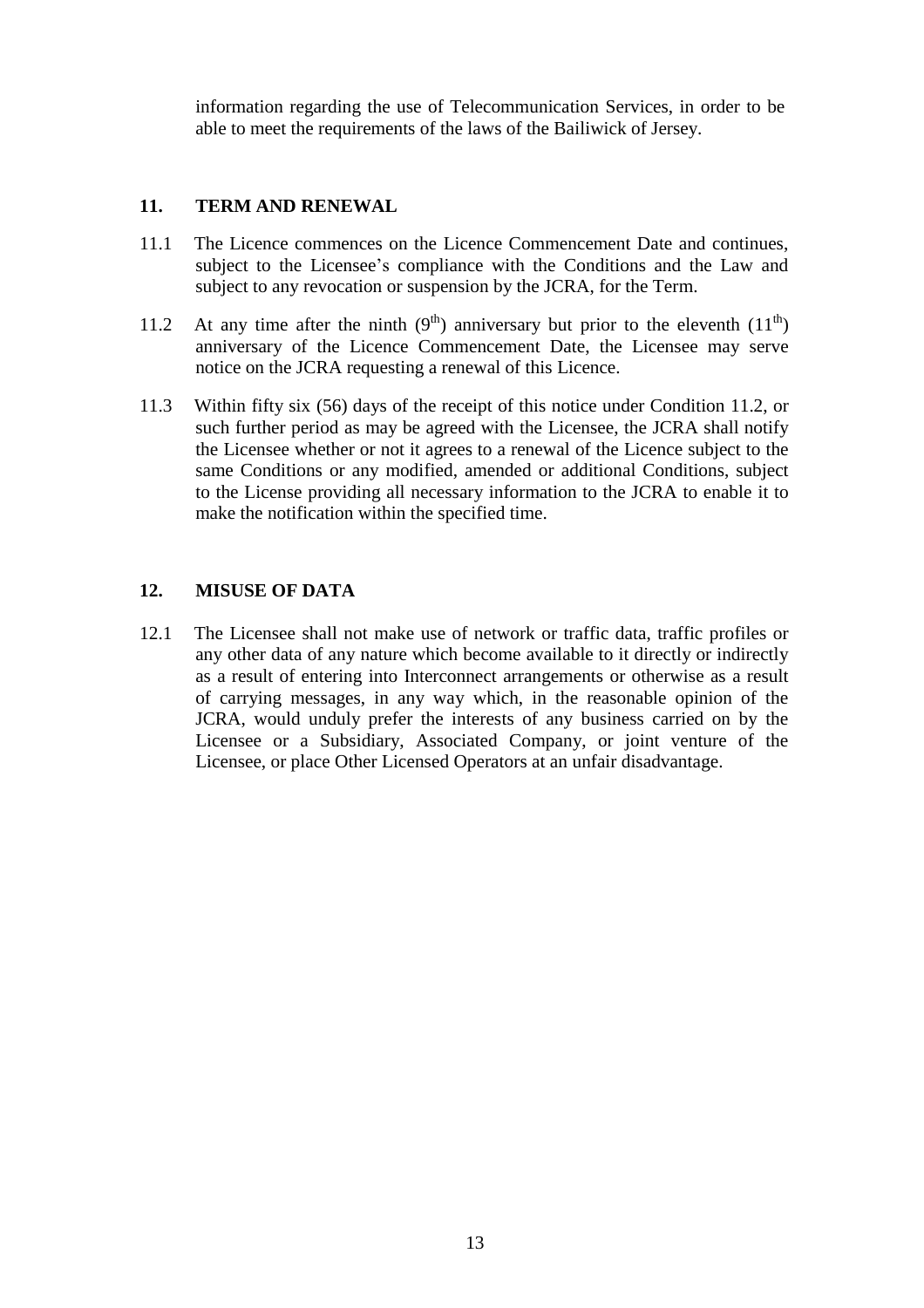information regarding the use of Telecommunication Services, in order to be able to meet the requirements of the laws of the Bailiwick of Jersey.

## 11. TERM AND RENEWAL

11.1 The Licence commences on the Licence Commencement Date and continues, subject to the Licensee's compliance with the Conditions and the Law and subject to any revocation or suspension by the JCRA, for the Term.

11.2 At any time after the ninth (9th) anniversary but prior to the eleventh (11th) anniversary of the Licence Commencement Date, the Licensee may serve notice on the JCRA requesting a renewal of this Licence.

11.3 Within fifty six (56) days of the receipt of this notice under Condition 11.2, or such further period as may be agreed with the Licensee, the JCRA shall notify the Licensee whether or not it agrees to a renewal of the Licence subject to the same Conditions or any modified, amended or additional Conditions, subject to the License providing all necessary information to the JCRA to enable it to make the notification within the specified time.

## 12. MISUSE OF DATA

12.1 The Licensee shall not make use of network or traffic data, traffic profiles or any other data of any nature which become available to it directly or indirectly as a result of entering into Interconnect arrangements or otherwise as a result of carrying messages, in any way which, in the reasonable opinion of the JCRA, would unduly prefer the interests of any business carried on by the Licensee or a Subsidiary, Associated Company, or joint venture of the Licensee, or place Other Licensed Operators at an unfair disadvantage.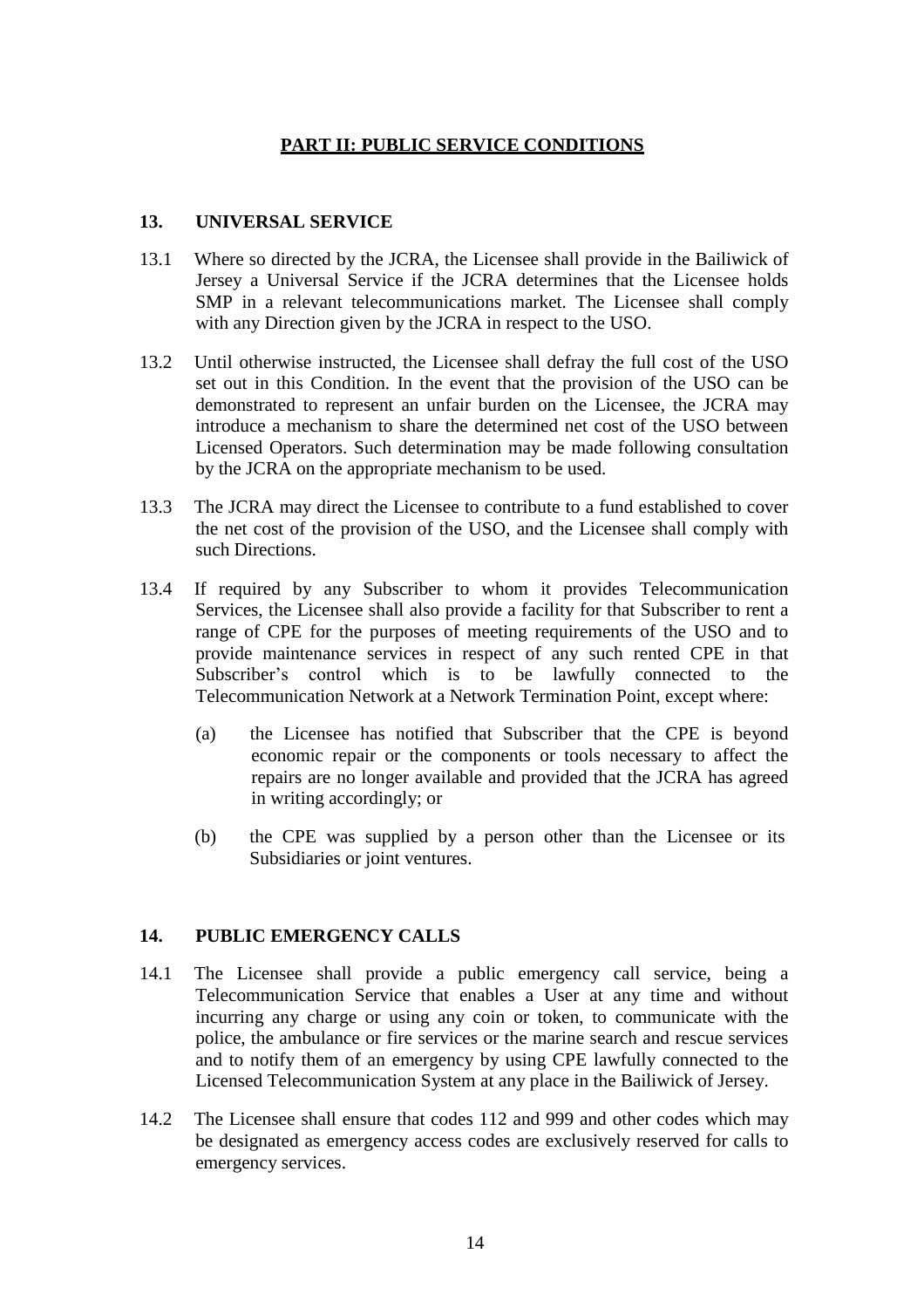## PART II: PUBLIC SERVICE CONDITIONS

### 13. UNIVERSAL SERVICE

13.1 Where so directed by the JCRA, the Licensee shall provide in the Bailiwick of Jersey a Universal Service if the JCRA determines that the Licensee holds SMP in a relevant telecommunications market. The Licensee shall comply with any Direction given by the JCRA in respect to the USO.

13.2 Until otherwise instructed, the Licensee shall defray the full cost of the USO set out in this Condition. In the event that the provision of the USO can be demonstrated to represent an unfair burden on the Licensee, the JCRA may introduce a mechanism to share the determined net cost of the USO between Licensed Operators. Such determination may be made following consultation by the JCRA on the appropriate mechanism to be used.

13.3 The JCRA may direct the Licensee to contribute to a fund established to cover the net cost of the provision of the USO, and the Licensee shall comply with such Directions.

13.4 If required by any Subscriber to whom it provides Telecommunication Services, the Licensee shall also provide a facility for that Subscriber to rent a range of CPE for the purposes of meeting requirements of the USO and to provide maintenance services in respect of any such rented CPE in that Subscriber's control which is to be lawfully connected to the Telecommunication Network at a Network Termination Point, except where:

(a) the Licensee has notified that Subscriber that the CPE is beyond economic repair or the components or tools necessary to affect the repairs are no longer available and provided that the JCRA has agreed in writing accordingly; or

(b) the CPE was supplied by a person other than the Licensee or its Subsidiaries or joint ventures.

### 14. PUBLIC EMERGENCY CALLS

14.1 The Licensee shall provide a public emergency call service, being a Telecommunication Service that enables a User at any time and without incurring any charge or using any coin or token, to communicate with the police, the ambulance or fire services or the marine search and rescue services and to notify them of an emergency by using CPE lawfully connected to the Licensed Telecommunication System at any place in the Bailiwick of Jersey.

14.2 The Licensee shall ensure that codes 112 and 999 and other codes which may be designated as emergency access codes are exclusively reserved for calls to emergency services.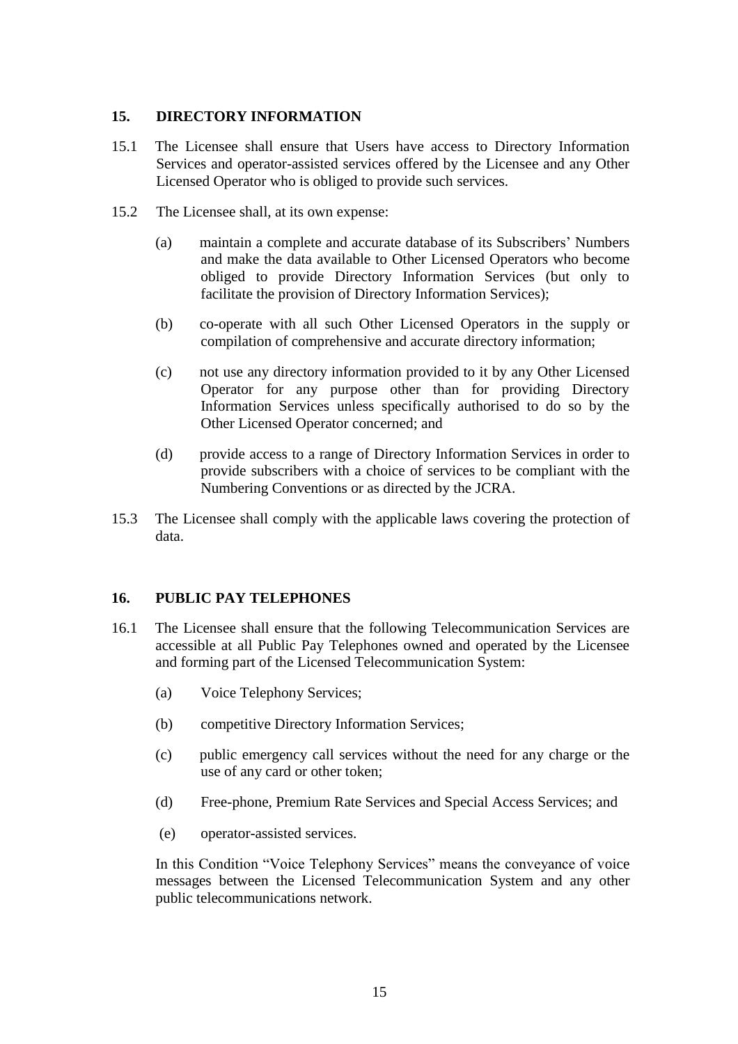## 15. DIRECTORY INFORMATION

15.1 The Licensee shall ensure that Users have access to Directory Information Services and operator-assisted services offered by the Licensee and any Other Licensed Operator who is obliged to provide such services.

15.2 The Licensee shall, at its own expense:

(a) maintain a complete and accurate database of its Subscribers' Numbers and make the data available to Other Licensed Operators who become obliged to provide Directory Information Services (but only to facilitate the provision of Directory Information Services);

(b) co-operate with all such Other Licensed Operators in the supply or compilation of comprehensive and accurate directory information;

(c) not use any directory information provided to it by any Other Licensed Operator for any purpose other than for providing Directory Information Services unless specifically authorised to do so by the Other Licensed Operator concerned; and

(d) provide access to a range of Directory Information Services in order to provide subscribers with a choice of services to be compliant with the Numbering Conventions or as directed by the JCRA.

15.3 The Licensee shall comply with the applicable laws covering the protection of data.

## 16. PUBLIC PAY TELEPHONES

16.1 The Licensee shall ensure that the following Telecommunication Services are accessible at all Public Pay Telephones owned and operated by the Licensee and forming part of the Licensed Telecommunication System:

(a) Voice Telephony Services;

(b) competitive Directory Information Services;

(c) public emergency call services without the need for any charge or the use of any card or other token;

(d) Free-phone, Premium Rate Services and Special Access Services; and

(e) operator-assisted services.

In this Condition "Voice Telephony Services" means the conveyance of voice messages between the Licensed Telecommunication System and any other public telecommunications network.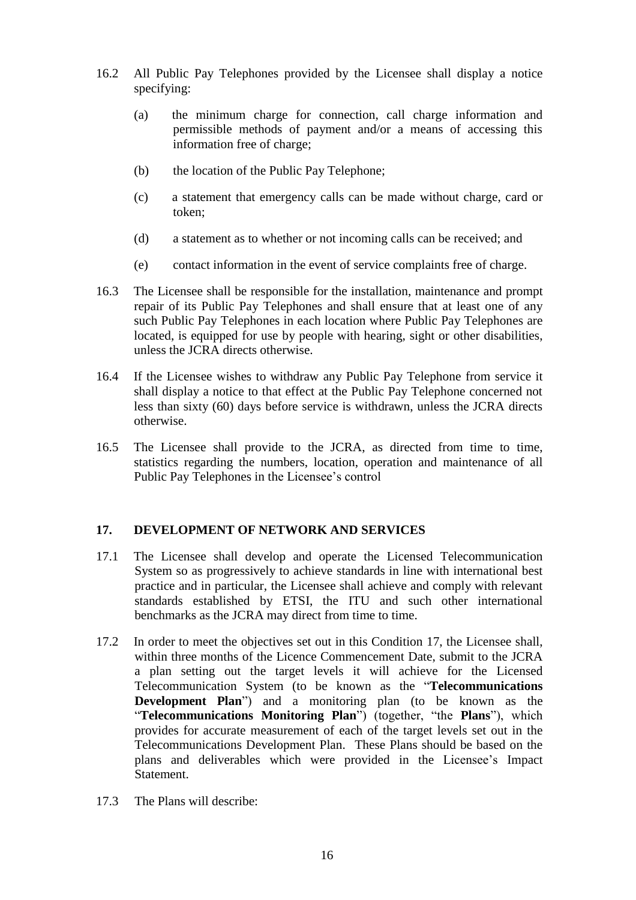16.2 All Public Pay Telephones provided by the Licensee shall display a notice specifying:

(a) the minimum charge for connection, call charge information and permissible methods of payment and/or a means of accessing this information free of charge;

(b) the location of the Public Pay Telephone;

(c) a statement that emergency calls can be made without charge, card or token;

(d) a statement as to whether or not incoming calls can be received; and

(e) contact information in the event of service complaints free of charge.

16.3 The Licensee shall be responsible for the installation, maintenance and prompt repair of its Public Pay Telephones and shall ensure that at least one of any such Public Pay Telephones in each location where Public Pay Telephones are located, is equipped for use by people with hearing, sight or other disabilities, unless the JCRA directs otherwise.

16.4 If the Licensee wishes to withdraw any Public Pay Telephone from service it shall display a notice to that effect at the Public Pay Telephone concerned not less than sixty (60) days before service is withdrawn, unless the JCRA directs otherwise.

16.5 The Licensee shall provide to the JCRA, as directed from time to time, statistics regarding the numbers, location, operation and maintenance of all Public Pay Telephones in the Licensee's control

## 17. DEVELOPMENT OF NETWORK AND SERVICES

17.1 The Licensee shall develop and operate the Licensed Telecommunication System so as progressively to achieve standards in line with international best practice and in particular, the Licensee shall achieve and comply with relevant standards established by ETSI, the ITU and such other international benchmarks as the JCRA may direct from time to time.

17.2 In order to meet the objectives set out in this Condition 17, the Licensee shall, within three months of the Licence Commencement Date, submit to the JCRA a plan setting out the target levels it will achieve for the Licensed Telecommunication System (to be known as the "**Telecommunications Development Plan**") and a monitoring plan (to be known as the "**Telecommunications Monitoring Plan**") (together, "the **Plans**"), which provides for accurate measurement of each of the target levels set out in the Telecommunications Development Plan. These Plans should be based on the plans and deliverables which were provided in the Licensee's Impact Statement.

17.3 The Plans will describe: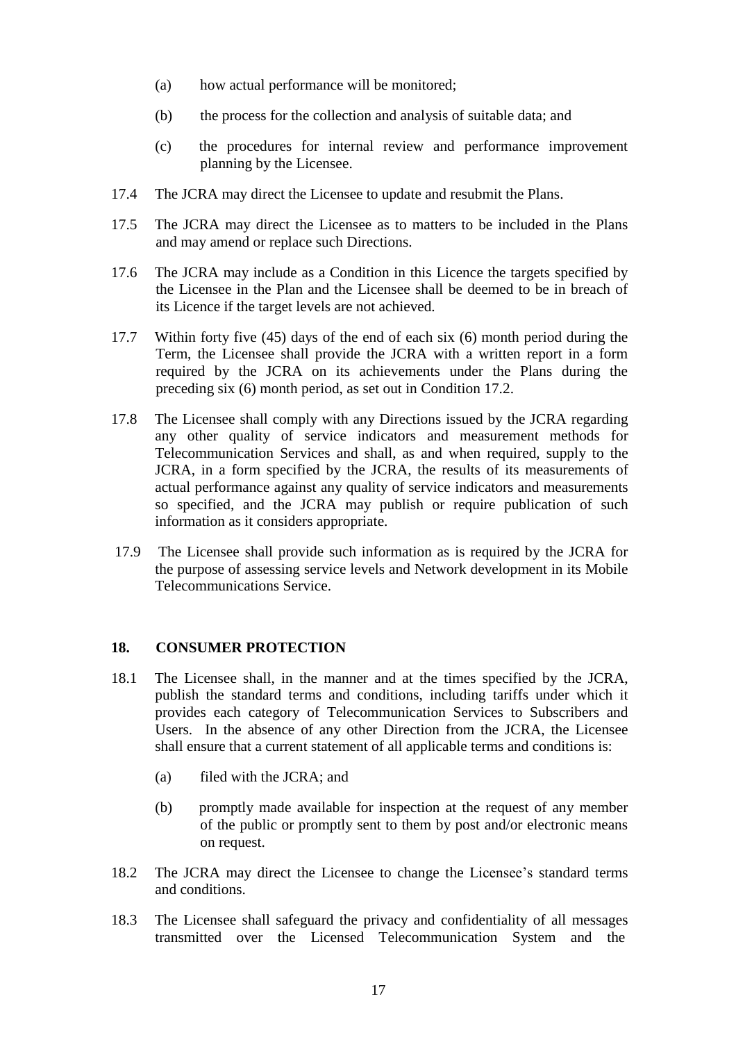(a) how actual performance will be monitored;

(b) the process for the collection and analysis of suitable data; and

(c) the procedures for internal review and performance improvement planning by the Licensee.

17.4 The JCRA may direct the Licensee to update and resubmit the Plans.

17.5 The JCRA may direct the Licensee as to matters to be included in the Plans and may amend or replace such Directions.

17.6 The JCRA may include as a Condition in this Licence the targets specified by the Licensee in the Plan and the Licensee shall be deemed to be in breach of its Licence if the target levels are not achieved.

17.7 Within forty five (45) days of the end of each six (6) month period during the Term, the Licensee shall provide the JCRA with a written report in a form required by the JCRA on its achievements under the Plans during the preceding six (6) month period, as set out in Condition 17.2.

17.8 The Licensee shall comply with any Directions issued by the JCRA regarding any other quality of service indicators and measurement methods for Telecommunication Services and shall, as and when required, supply to the JCRA, in a form specified by the JCRA, the results of its measurements of actual performance against any quality of service indicators and measurements so specified, and the JCRA may publish or require publication of such information as it considers appropriate.

17.9 The Licensee shall provide such information as is required by the JCRA for the purpose of assessing service levels and Network development in its Mobile Telecommunications Service.

## 18. CONSUMER PROTECTION

18.1 The Licensee shall, in the manner and at the times specified by the JCRA, publish the standard terms and conditions, including tariffs under which it provides each category of Telecommunication Services to Subscribers and Users. In the absence of any other Direction from the JCRA, the Licensee shall ensure that a current statement of all applicable terms and conditions is:

(a) filed with the JCRA; and

(b) promptly made available for inspection at the request of any member of the public or promptly sent to them by post and/or electronic means on request.

18.2 The JCRA may direct the Licensee to change the Licensee's standard terms and conditions.

18.3 The Licensee shall safeguard the privacy and confidentiality of all messages transmitted over the Licensed Telecommunication System and the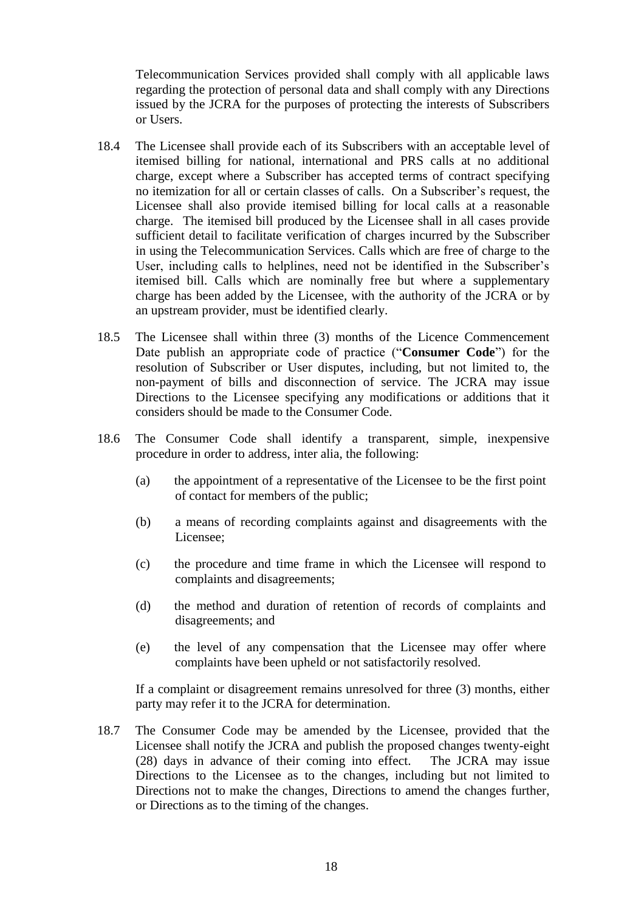Telecommunication Services provided shall comply with all applicable laws regarding the protection of personal data and shall comply with any Directions issued by the JCRA for the purposes of protecting the interests of Subscribers or Users.

18.4 The Licensee shall provide each of its Subscribers with an acceptable level of itemised billing for national, international and PRS calls at no additional charge, except where a Subscriber has accepted terms of contract specifying no itemization for all or certain classes of calls. On a Subscriber's request, the Licensee shall also provide itemised billing for local calls at a reasonable charge. The itemised bill produced by the Licensee shall in all cases provide sufficient detail to facilitate verification of charges incurred by the Subscriber in using the Telecommunication Services. Calls which are free of charge to the User, including calls to helplines, need not be identified in the Subscriber's itemised bill. Calls which are nominally free but where a supplementary charge has been added by the Licensee, with the authority of the JCRA or by an upstream provider, must be identified clearly.

18.5 The Licensee shall within three (3) months of the Licence Commencement Date publish an appropriate code of practice ("**Consumer Code**") for the resolution of Subscriber or User disputes, including, but not limited to, the non-payment of bills and disconnection of service. The JCRA may issue Directions to the Licensee specifying any modifications or additions that it considers should be made to the Consumer Code.

18.6 The Consumer Code shall identify a transparent, simple, inexpensive procedure in order to address, inter alia, the following:

(a) the appointment of a representative of the Licensee to be the first point of contact for members of the public;

(b) a means of recording complaints against and disagreements with the Licensee;

(c) the procedure and time frame in which the Licensee will respond to complaints and disagreements;

(d) the method and duration of retention of records of complaints and disagreements; and

(e) the level of any compensation that the Licensee may offer where complaints have been upheld or not satisfactorily resolved.

If a complaint or disagreement remains unresolved for three (3) months, either party may refer it to the JCRA for determination.

18.7 The Consumer Code may be amended by the Licensee, provided that the Licensee shall notify the JCRA and publish the proposed changes twenty-eight (28) days in advance of their coming into effect. The JCRA may issue Directions to the Licensee as to the changes, including but not limited to Directions not to make the changes, Directions to amend the changes further, or Directions as to the timing of the changes.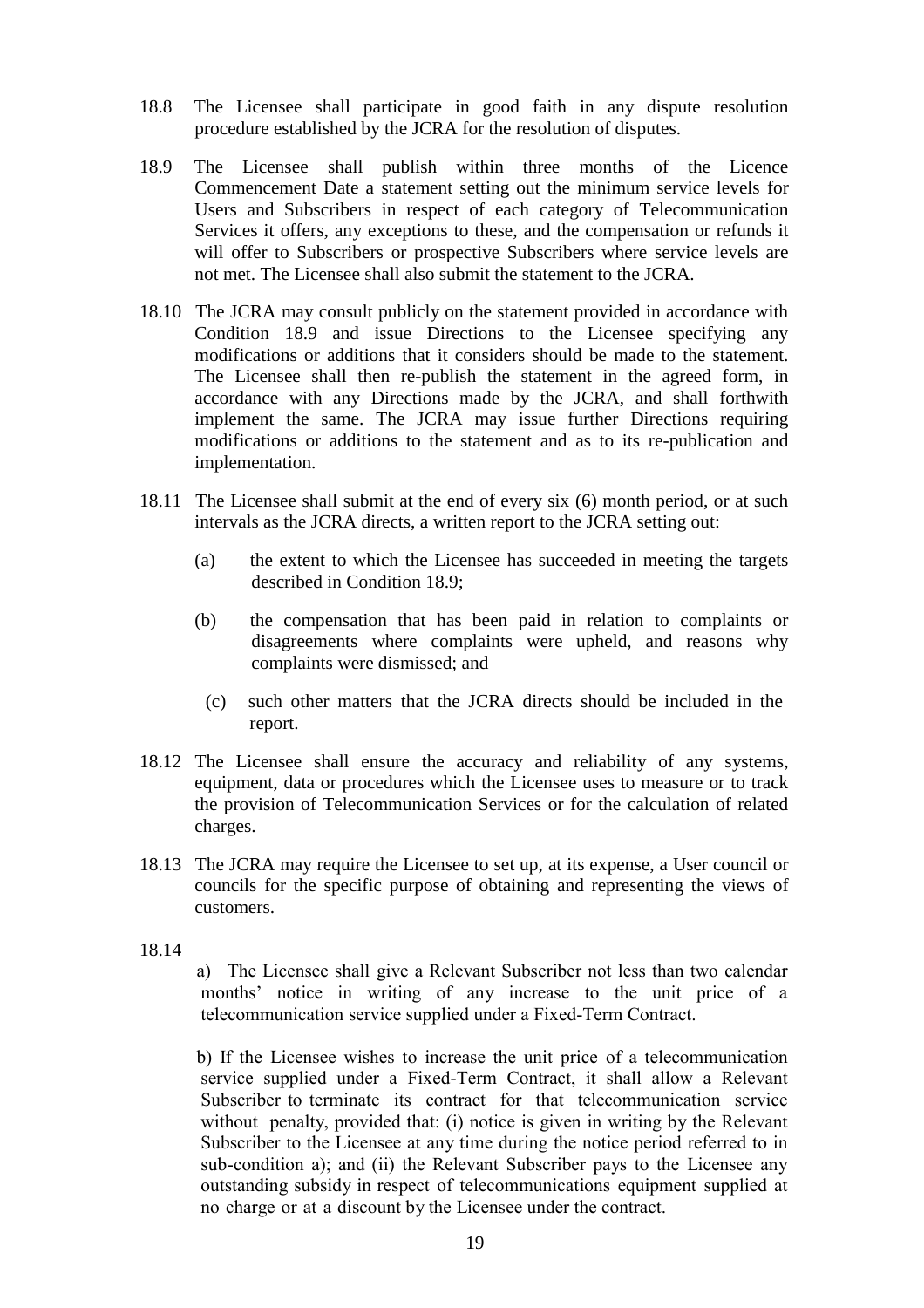18.8 The Licensee shall participate in good faith in any dispute resolution procedure established by the JCRA for the resolution of disputes.

18.9 The Licensee shall publish within three months of the Licence Commencement Date a statement setting out the minimum service levels for Users and Subscribers in respect of each category of Telecommunication Services it offers, any exceptions to these, and the compensation or refunds it will offer to Subscribers or prospective Subscribers where service levels are not met. The Licensee shall also submit the statement to the JCRA.

18.10 The JCRA may consult publicly on the statement provided in accordance with Condition 18.9 and issue Directions to the Licensee specifying any modifications or additions that it considers should be made to the statement. The Licensee shall then re-publish the statement in the agreed form, in accordance with any Directions made by the JCRA, and shall forthwith implement the same. The JCRA may issue further Directions requiring modifications or additions to the statement and as to its re-publication and implementation.

18.11 The Licensee shall submit at the end of every six (6) month period, or at such intervals as the JCRA directs, a written report to the JCRA setting out:

(a) the extent to which the Licensee has succeeded in meeting the targets described in Condition 18.9;

(b) the compensation that has been paid in relation to complaints or disagreements where complaints were upheld, and reasons why complaints were dismissed; and

(c) such other matters that the JCRA directs should be included in the report.

18.12 The Licensee shall ensure the accuracy and reliability of any systems, equipment, data or procedures which the Licensee uses to measure or to track the provision of Telecommunication Services or for the calculation of related charges.

18.13 The JCRA may require the Licensee to set up, at its expense, a User council or councils for the specific purpose of obtaining and representing the views of customers.

18.14

a) The Licensee shall give a Relevant Subscriber not less than two calendar months' notice in writing of any increase to the unit price of a telecommunication service supplied under a Fixed-Term Contract.

b) If the Licensee wishes to increase the unit price of a telecommunication service supplied under a Fixed-Term Contract, it shall allow a Relevant Subscriber to terminate its contract for that telecommunication service without penalty, provided that: (i) notice is given in writing by the Relevant Subscriber to the Licensee at any time during the notice period referred to in sub-condition a); and (ii) the Relevant Subscriber pays to the Licensee any outstanding subsidy in respect of telecommunications equipment supplied at no charge or at a discount by the Licensee under the contract.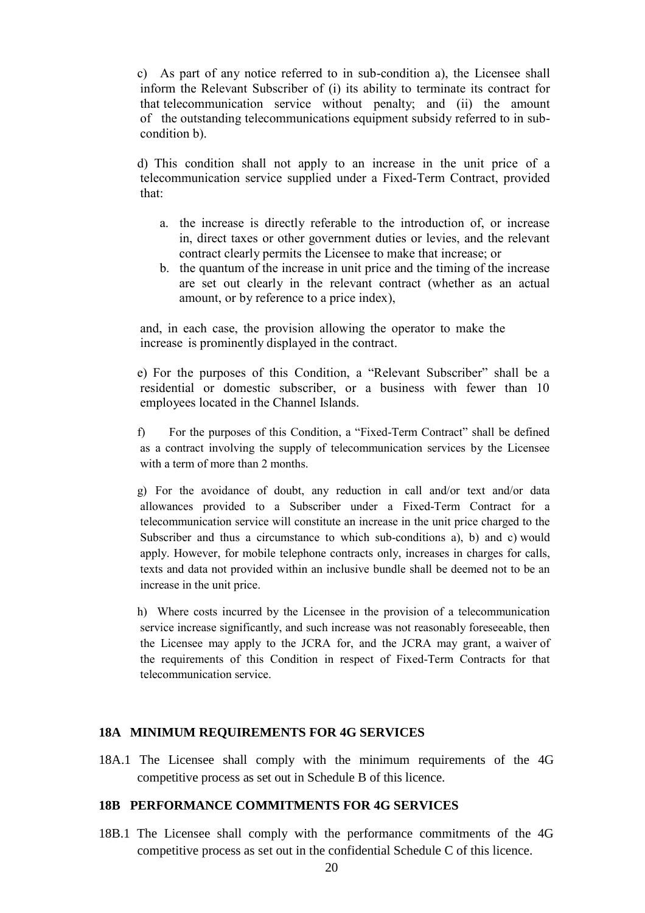c) As part of any notice referred to in sub-condition a), the Licensee shall inform the Relevant Subscriber of (i) its ability to terminate its contract for that telecommunication service without penalty; and (ii) the amount of the outstanding telecommunications equipment subsidy referred to in sub-condition b).

d) This condition shall not apply to an increase in the unit price of a telecommunication service supplied under a Fixed-Term Contract, provided that:

a. the increase is directly referable to the introduction of, or increase in, direct taxes or other government duties or levies, and the relevant contract clearly permits the Licensee to make that increase; or
b. the quantum of the increase in unit price and the timing of the increase are set out clearly in the relevant contract (whether as an actual amount, or by reference to a price index),

and, in each case, the provision allowing the operator to make the increase is prominently displayed in the contract.

e) For the purposes of this Condition, a "Relevant Subscriber" shall be a residential or domestic subscriber, or a business with fewer than 10 employees located in the Channel Islands.

f) For the purposes of this Condition, a "Fixed-Term Contract" shall be defined as a contract involving the supply of telecommunication services by the Licensee with a term of more than 2 months.

g) For the avoidance of doubt, any reduction in call and/or text and/or data allowances provided to a Subscriber under a Fixed-Term Contract for a telecommunication service will constitute an increase in the unit price charged to the Subscriber and thus a circumstance to which sub-conditions a), b) and c) would apply. However, for mobile telephone contracts only, increases in charges for calls, texts and data not provided within an inclusive bundle shall be deemed not to be an increase in the unit price.

h) Where costs incurred by the Licensee in the provision of a telecommunication service increase significantly, and such increase was not reasonably foreseeable, then the Licensee may apply to the JCRA for, and the JCRA may grant, a waiver of the requirements of this Condition in respect of Fixed-Term Contracts for that telecommunication service.

## 18A MINIMUM REQUIREMENTS FOR 4G SERVICES

18A.1 The Licensee shall comply with the minimum requirements of the 4G competitive process as set out in Schedule B of this licence.

## 18B PERFORMANCE COMMITMENTS FOR 4G SERVICES

18B.1 The Licensee shall comply with the performance commitments of the 4G competitive process as set out in the confidential Schedule C of this licence.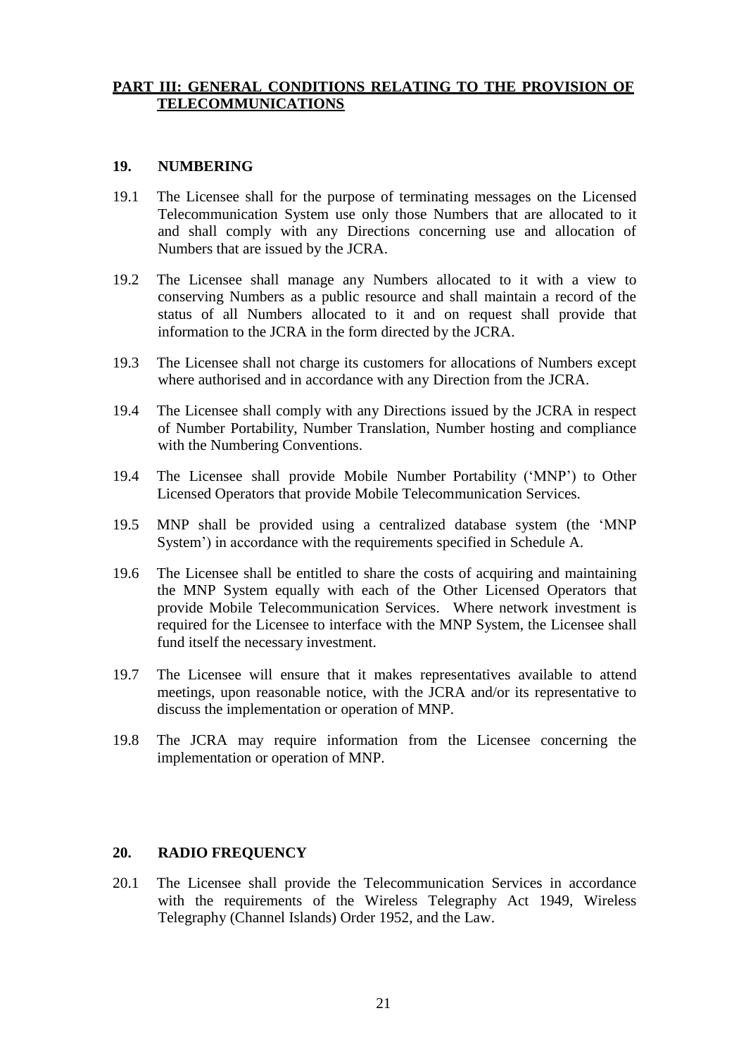## **PART III: GENERAL CONDITIONS RELATING TO THE PROVISION OF TELECOMMUNICATIONS**

### 19. NUMBERING

19.1 The Licensee shall for the purpose of terminating messages on the Licensed Telecommunication System use only those Numbers that are allocated to it and shall comply with any Directions concerning use and allocation of Numbers that are issued by the JCRA.

19.2 The Licensee shall manage any Numbers allocated to it with a view to conserving Numbers as a public resource and shall maintain a record of the status of all Numbers allocated to it and on request shall provide that information to the JCRA in the form directed by the JCRA.

19.3 The Licensee shall not charge its customers for allocations of Numbers except where authorised and in accordance with any Direction from the JCRA.

19.4 The Licensee shall comply with any Directions issued by the JCRA in respect of Number Portability, Number Translation, Number hosting and compliance with the Numbering Conventions.

19.4 The Licensee shall provide Mobile Number Portability ('MNP') to Other Licensed Operators that provide Mobile Telecommunication Services.

19.5 MNP shall be provided using a centralized database system (the 'MNP System') in accordance with the requirements specified in Schedule A.

19.6 The Licensee shall be entitled to share the costs of acquiring and maintaining the MNP System equally with each of the Other Licensed Operators that provide Mobile Telecommunication Services. Where network investment is required for the Licensee to interface with the MNP System, the Licensee shall fund itself the necessary investment.

19.7 The Licensee will ensure that it makes representatives available to attend meetings, upon reasonable notice, with the JCRA and/or its representative to discuss the implementation or operation of MNP.

19.8 The JCRA may require information from the Licensee concerning the implementation or operation of MNP.

### 20. RADIO FREQUENCY

20.1 The Licensee shall provide the Telecommunication Services in accordance with the requirements of the Wireless Telegraphy Act 1949, Wireless Telegraphy (Channel Islands) Order 1952, and the Law.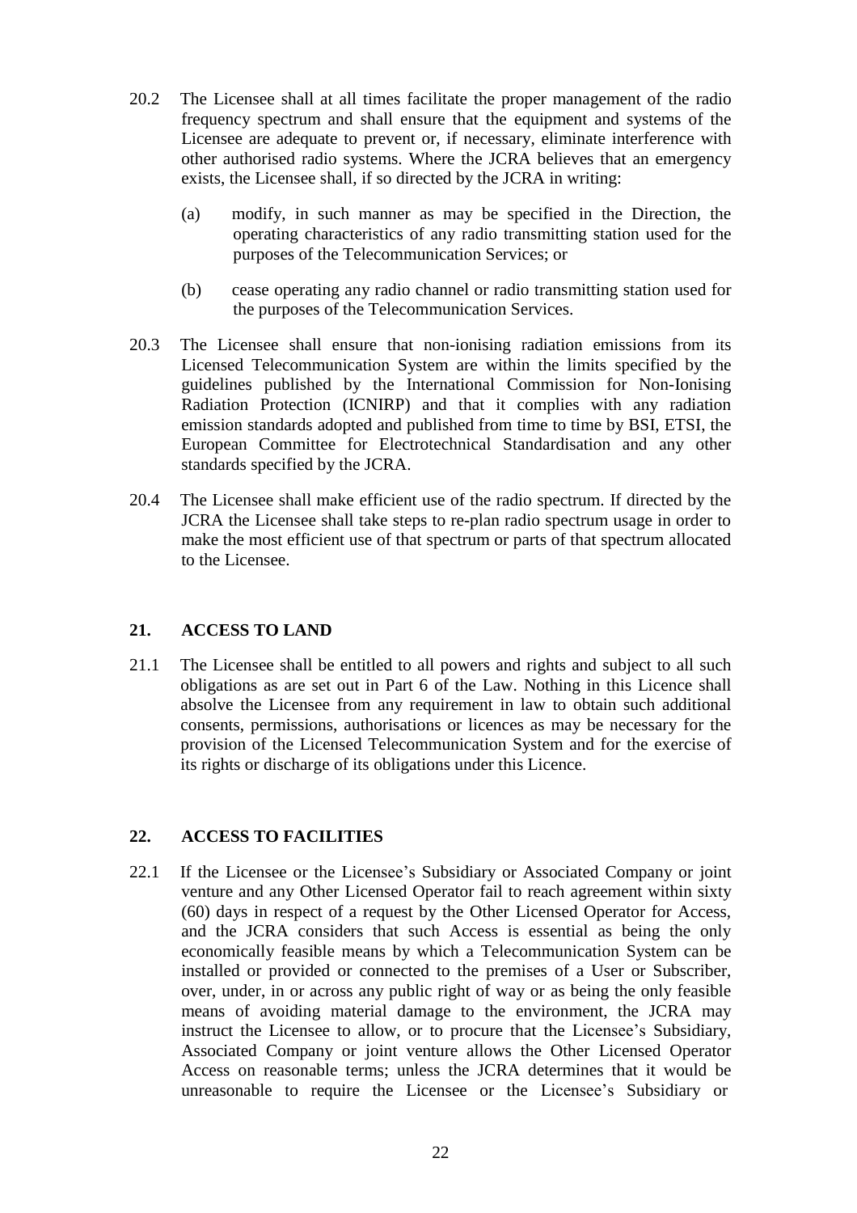20.2 The Licensee shall at all times facilitate the proper management of the radio frequency spectrum and shall ensure that the equipment and systems of the Licensee are adequate to prevent or, if necessary, eliminate interference with other authorised radio systems. Where the JCRA believes that an emergency exists, the Licensee shall, if so directed by the JCRA in writing:

(a) modify, in such manner as may be specified in the Direction, the operating characteristics of any radio transmitting station used for the purposes of the Telecommunication Services; or

(b) cease operating any radio channel or radio transmitting station used for the purposes of the Telecommunication Services.

20.3 The Licensee shall ensure that non-ionising radiation emissions from its Licensed Telecommunication System are within the limits specified by the guidelines published by the International Commission for Non-Ionising Radiation Protection (ICNIRP) and that it complies with any radiation emission standards adopted and published from time to time by BSI, ETSI, the European Committee for Electrotechnical Standardisation and any other standards specified by the JCRA.

20.4 The Licensee shall make efficient use of the radio spectrum. If directed by the JCRA the Licensee shall take steps to re-plan radio spectrum usage in order to make the most efficient use of that spectrum or parts of that spectrum allocated to the Licensee.

## 21. ACCESS TO LAND

21.1 The Licensee shall be entitled to all powers and rights and subject to all such obligations as are set out in Part 6 of the Law. Nothing in this Licence shall absolve the Licensee from any requirement in law to obtain such additional consents, permissions, authorisations or licences as may be necessary for the provision of the Licensed Telecommunication System and for the exercise of its rights or discharge of its obligations under this Licence.

## 22. ACCESS TO FACILITIES

22.1 If the Licensee or the Licensee's Subsidiary or Associated Company or joint venture and any Other Licensed Operator fail to reach agreement within sixty (60) days in respect of a request by the Other Licensed Operator for Access, and the JCRA considers that such Access is essential as being the only economically feasible means by which a Telecommunication System can be installed or provided or connected to the premises of a User or Subscriber, over, under, in or across any public right of way or as being the only feasible means of avoiding material damage to the environment, the JCRA may instruct the Licensee to allow, or to procure that the Licensee's Subsidiary, Associated Company or joint venture allows the Other Licensed Operator Access on reasonable terms; unless the JCRA determines that it would be unreasonable to require the Licensee or the Licensee's Subsidiary or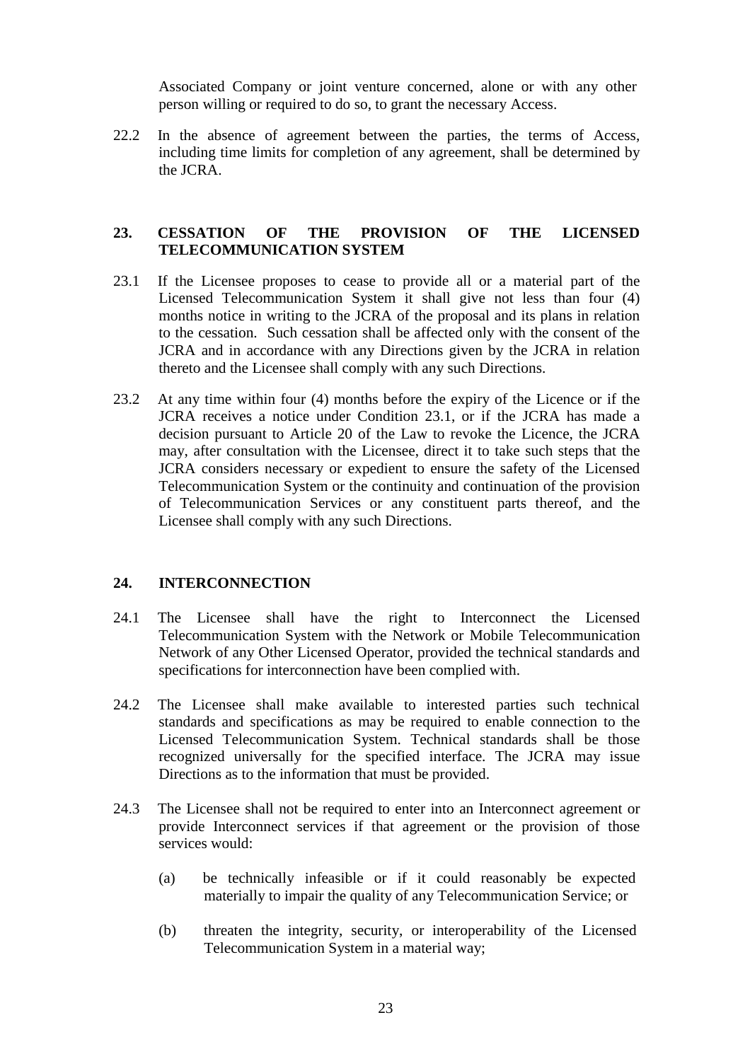Associated Company or joint venture concerned, alone or with any other person willing or required to do so, to grant the necessary Access.

22.2 In the absence of agreement between the parties, the terms of Access, including time limits for completion of any agreement, shall be determined by the JCRA.

## 23. CESSATION OF THE PROVISION OF THE LICENSED TELECOMMUNICATION SYSTEM

23.1 If the Licensee proposes to cease to provide all or a material part of the Licensed Telecommunication System it shall give not less than four (4) months notice in writing to the JCRA of the proposal and its plans in relation to the cessation. Such cessation shall be affected only with the consent of the JCRA and in accordance with any Directions given by the JCRA in relation thereto and the Licensee shall comply with any such Directions.

23.2 At any time within four (4) months before the expiry of the Licence or if the JCRA receives a notice under Condition 23.1, or if the JCRA has made a decision pursuant to Article 20 of the Law to revoke the Licence, the JCRA may, after consultation with the Licensee, direct it to take such steps that the JCRA considers necessary or expedient to ensure the safety of the Licensed Telecommunication System or the continuity and continuation of the provision of Telecommunication Services or any constituent parts thereof, and the Licensee shall comply with any such Directions.

## 24. INTERCONNECTION

24.1 The Licensee shall have the right to Interconnect the Licensed Telecommunication System with the Network or Mobile Telecommunication Network of any Other Licensed Operator, provided the technical standards and specifications for interconnection have been complied with.

24.2 The Licensee shall make available to interested parties such technical standards and specifications as may be required to enable connection to the Licensed Telecommunication System. Technical standards shall be those recognized universally for the specified interface. The JCRA may issue Directions as to the information that must be provided.

24.3 The Licensee shall not be required to enter into an Interconnect agreement or provide Interconnect services if that agreement or the provision of those services would:

(a) be technically infeasible or if it could reasonably be expected materially to impair the quality of any Telecommunication Service; or

(b) threaten the integrity, security, or interoperability of the Licensed Telecommunication System in a material way;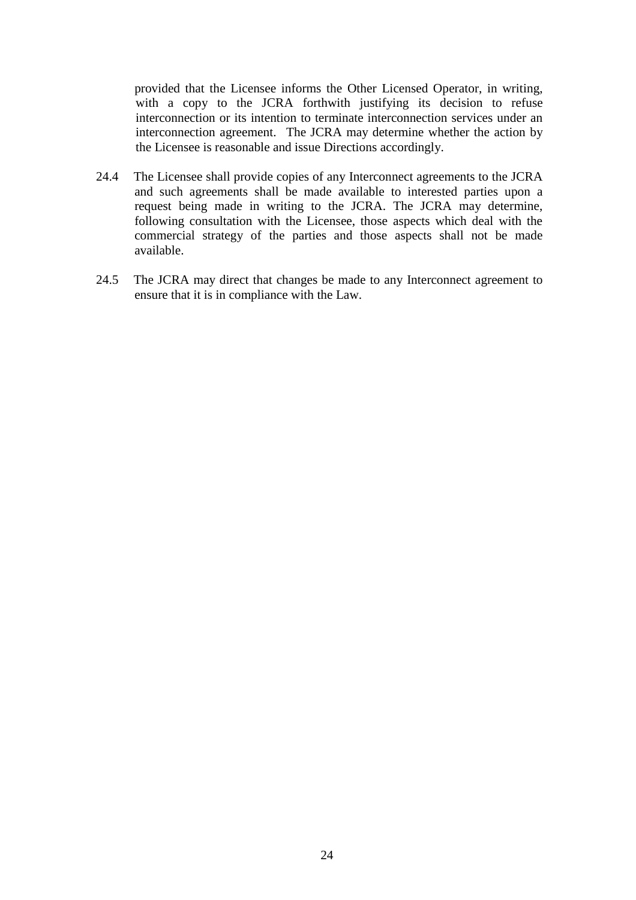provided that the Licensee informs the Other Licensed Operator, in writing, with a copy to the JCRA forthwith justifying its decision to refuse interconnection or its intention to terminate interconnection services under an interconnection agreement. The JCRA may determine whether the action by the Licensee is reasonable and issue Directions accordingly.

24.4 The Licensee shall provide copies of any Interconnect agreements to the JCRA and such agreements shall be made available to interested parties upon a request being made in writing to the JCRA. The JCRA may determine, following consultation with the Licensee, those aspects which deal with the commercial strategy of the parties and those aspects shall not be made available.

24.5 The JCRA may direct that changes be made to any Interconnect agreement to ensure that it is in compliance with the Law.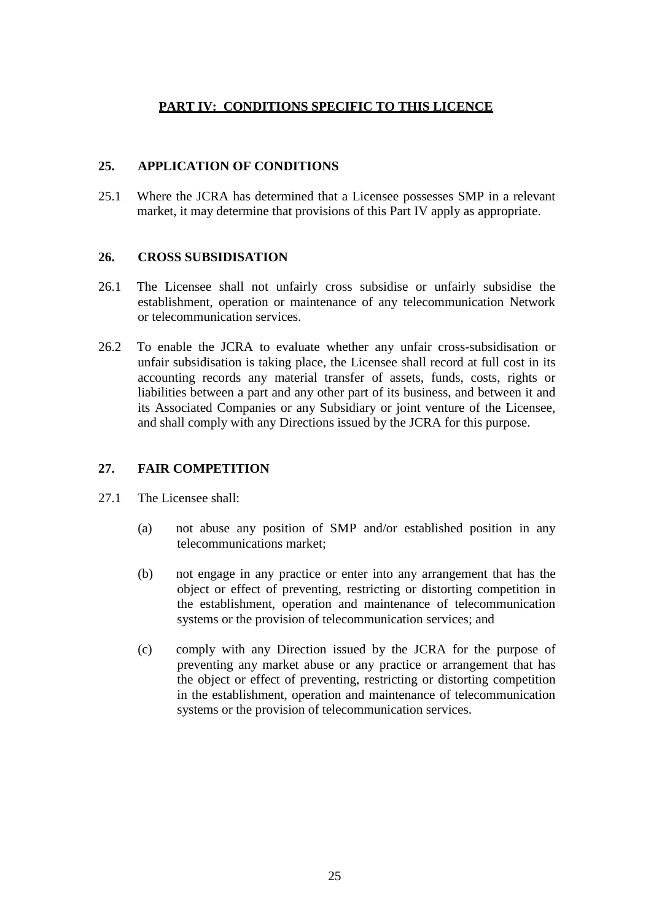## PART IV: CONDITIONS SPECIFIC TO THIS LICENCE

### 25. APPLICATION OF CONDITIONS

25.1 Where the JCRA has determined that a Licensee possesses SMP in a relevant market, it may determine that provisions of this Part IV apply as appropriate.

### 26. CROSS SUBSIDISATION

26.1 The Licensee shall not unfairly cross subsidise or unfairly subsidise the establishment, operation or maintenance of any telecommunication Network or telecommunication services.

26.2 To enable the JCRA to evaluate whether any unfair cross-subsidisation or unfair subsidisation is taking place, the Licensee shall record at full cost in its accounting records any material transfer of assets, funds, costs, rights or liabilities between a part and any other part of its business, and between it and its Associated Companies or any Subsidiary or joint venture of the Licensee, and shall comply with any Directions issued by the JCRA for this purpose.

### 27. FAIR COMPETITION

27.1 The Licensee shall:

(a) not abuse any position of SMP and/or established position in any telecommunications market;

(b) not engage in any practice or enter into any arrangement that has the object or effect of preventing, restricting or distorting competition in the establishment, operation and maintenance of telecommunication systems or the provision of telecommunication services; and

(c) comply with any Direction issued by the JCRA for the purpose of preventing any market abuse or any practice or arrangement that has the object or effect of preventing, restricting or distorting competition in the establishment, operation and maintenance of telecommunication systems or the provision of telecommunication services.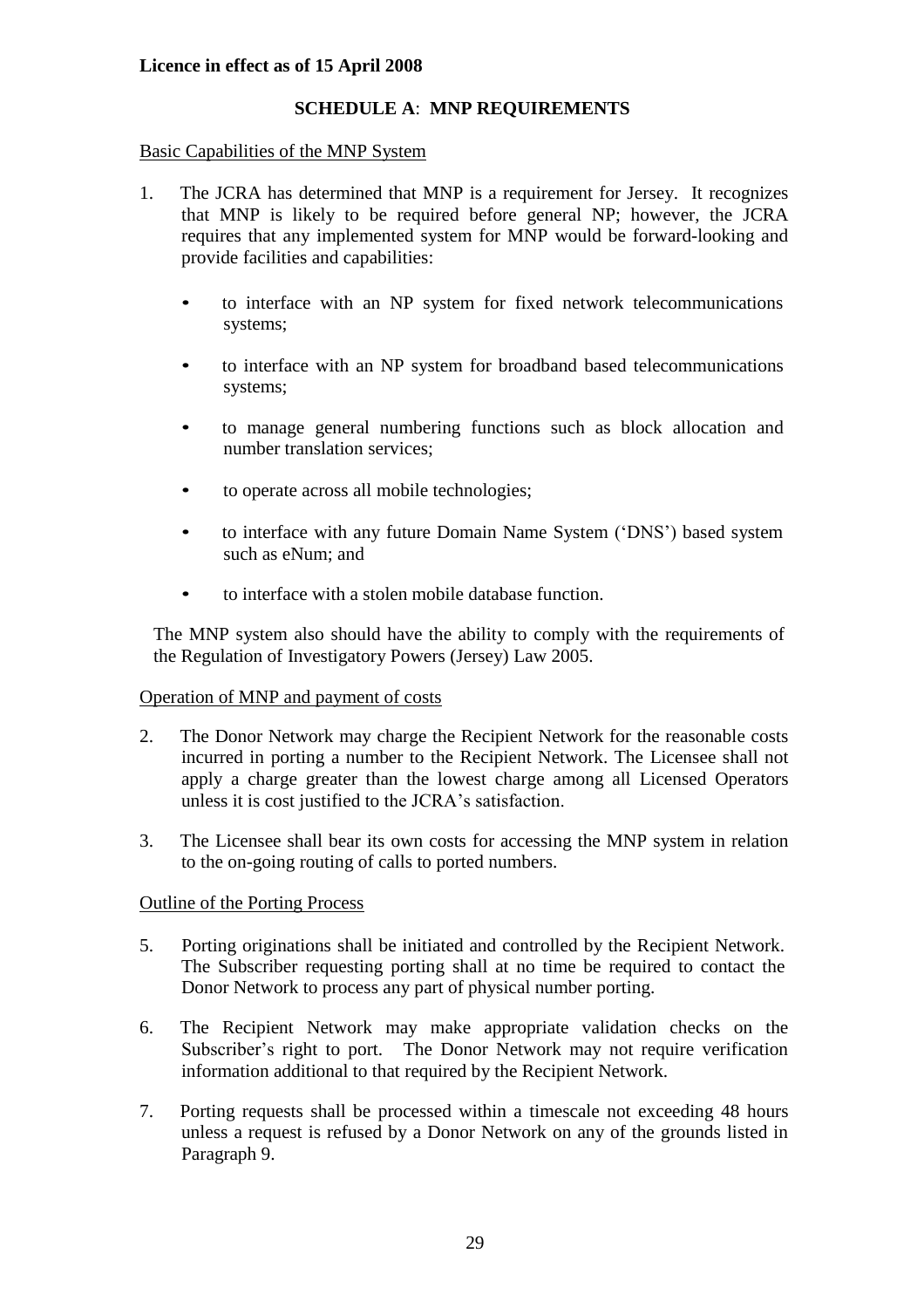**Licence in effect as of 15 April 2008**

## SCHEDULE A: MNP REQUIREMENTS

Basic Capabilities of the MNP System

1. The JCRA has determined that MNP is a requirement for Jersey. It recognizes that MNP is likely to be required before general NP; however, the JCRA requires that any implemented system for MNP would be forward-looking and provide facilities and capabilities:

   - to interface with an NP system for fixed network telecommunications systems;
   - to interface with an NP system for broadband based telecommunications systems;
   - to manage general numbering functions such as block allocation and number translation services;
   - to operate across all mobile technologies;
   - to interface with any future Domain Name System ('DNS') based system such as eNum; and
   - to interface with a stolen mobile database function.

   The MNP system also should have the ability to comply with the requirements of the Regulation of Investigatory Powers (Jersey) Law 2005.

Operation of MNP and payment of costs

2. The Donor Network may charge the Recipient Network for the reasonable costs incurred in porting a number to the Recipient Network. The Licensee shall not apply a charge greater than the lowest charge among all Licensed Operators unless it is cost justified to the JCRA's satisfaction.

3. The Licensee shall bear its own costs for accessing the MNP system in relation to the on-going routing of calls to ported numbers.

Outline of the Porting Process

5. Porting originations shall be initiated and controlled by the Recipient Network. The Subscriber requesting porting shall at no time be required to contact the Donor Network to process any part of physical number porting.

6. The Recipient Network may make appropriate validation checks on the Subscriber's right to port. The Donor Network may not require verification information additional to that required by the Recipient Network.

7. Porting requests shall be processed within a timescale not exceeding 48 hours unless a request is refused by a Donor Network on any of the grounds listed in Paragraph 9.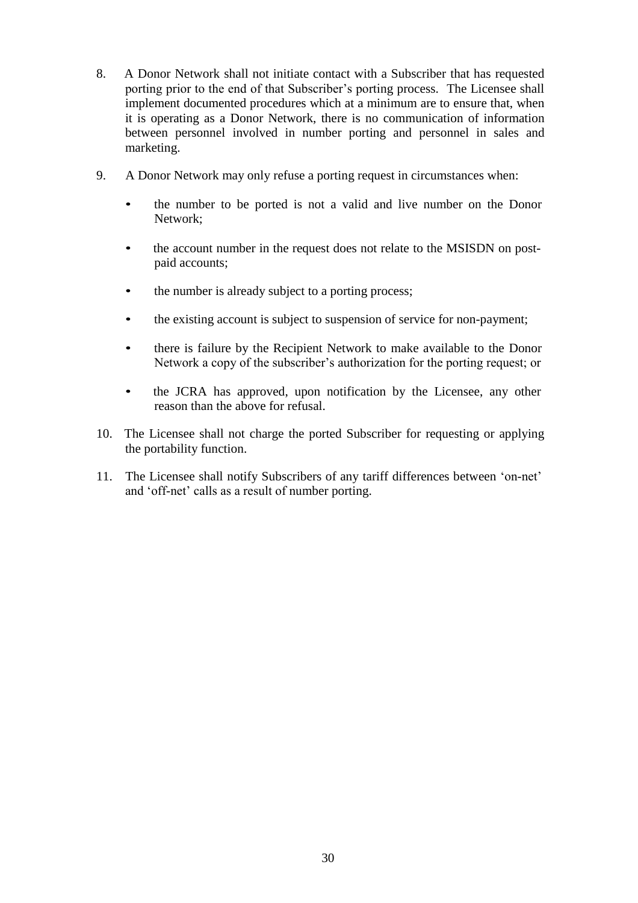8. A Donor Network shall not initiate contact with a Subscriber that has requested porting prior to the end of that Subscriber's porting process. The Licensee shall implement documented procedures which at a minimum are to ensure that, when it is operating as a Donor Network, there is no communication of information between personnel involved in number porting and personnel in sales and marketing.

9. A Donor Network may only refuse a porting request in circumstances when:

   - the number to be ported is not a valid and live number on the Donor Network;
   - the account number in the request does not relate to the MSISDN on post-paid accounts;
   - the number is already subject to a porting process;
   - the existing account is subject to suspension of service for non-payment;
   - there is failure by the Recipient Network to make available to the Donor Network a copy of the subscriber's authorization for the porting request; or
   - the JCRA has approved, upon notification by the Licensee, any other reason than the above for refusal.

10. The Licensee shall not charge the ported Subscriber for requesting or applying the portability function.

11. The Licensee shall notify Subscribers of any tariff differences between 'on-net' and 'off-net' calls as a result of number porting.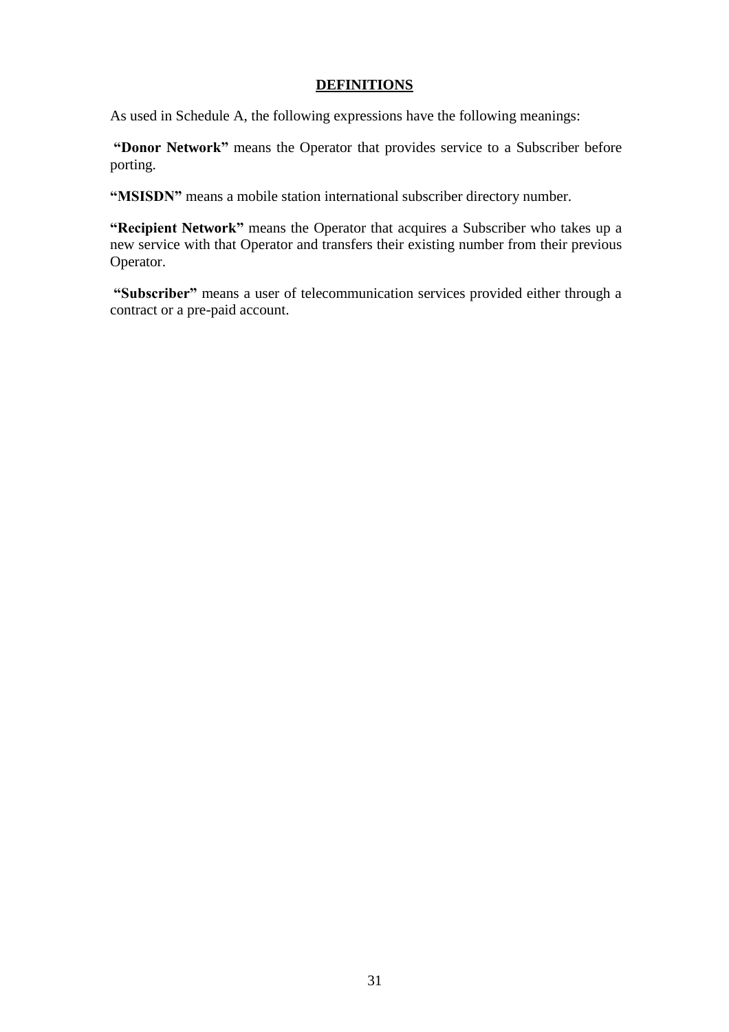## DEFINITIONS

As used in Schedule A, the following expressions have the following meanings:

**"Donor Network"** means the Operator that provides service to a Subscriber before porting.

**"MSISDN"** means a mobile station international subscriber directory number.

**"Recipient Network"** means the Operator that acquires a Subscriber who takes up a new service with that Operator and transfers their existing number from their previous Operator.

**"Subscriber"** means a user of telecommunication services provided either through a contract or a pre-paid account.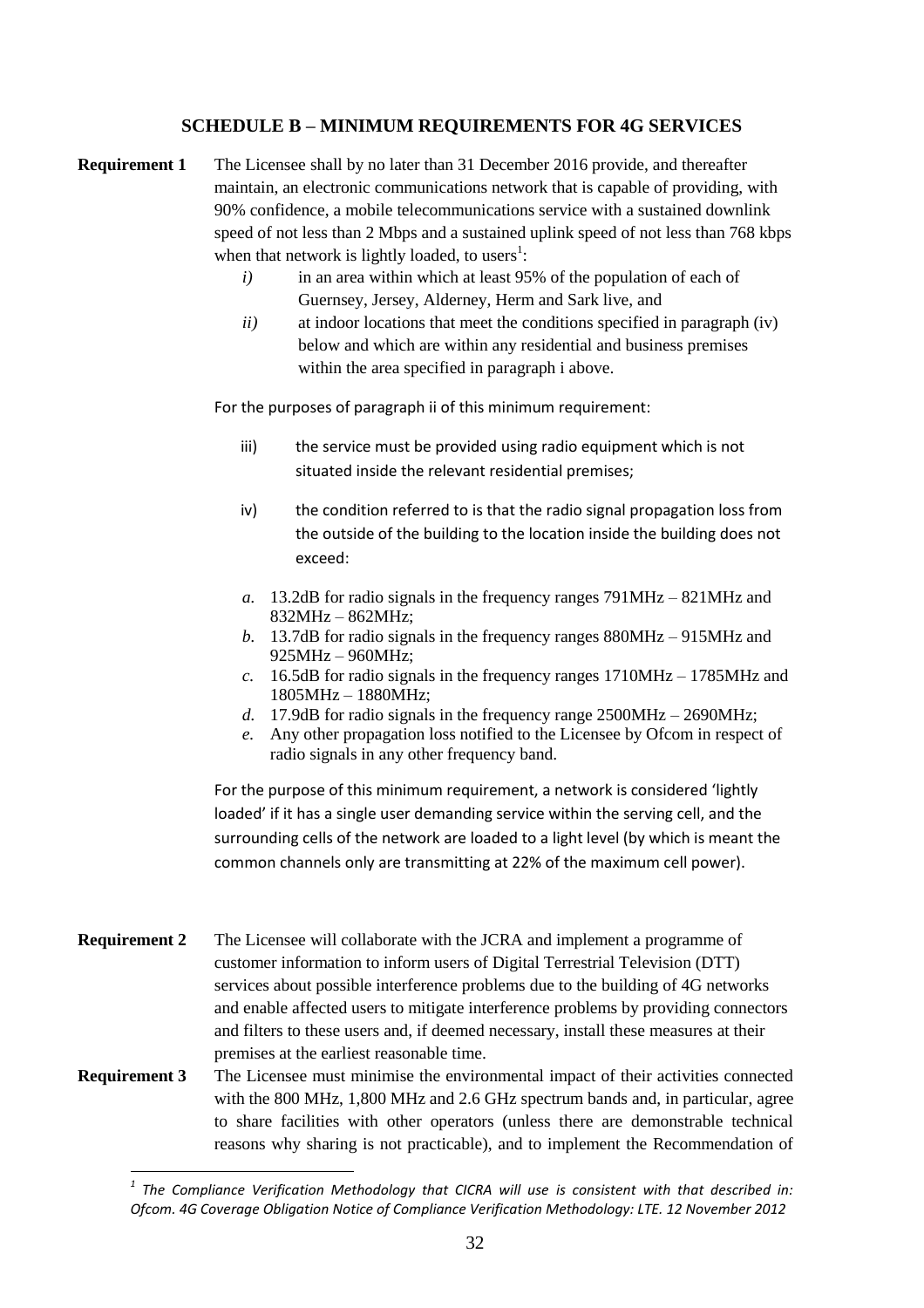## SCHEDULE B – MINIMUM REQUIREMENTS FOR 4G SERVICES

**Requirement 1** The Licensee shall by no later than 31 December 2016 provide, and thereafter maintain, an electronic communications network that is capable of providing, with 90% confidence, a mobile telecommunications service with a sustained downlink speed of not less than 2 Mbps and a sustained uplink speed of not less than 768 kbps when that network is lightly loaded, to users[1]:

*i)* in an area within which at least 95% of the population of each of Guernsey, Jersey, Alderney, Herm and Sark live, and

*ii)* at indoor locations that meet the conditions specified in paragraph (iv) below and which are within any residential and business premises within the area specified in paragraph i above.

For the purposes of paragraph ii of this minimum requirement:

iii) the service must be provided using radio equipment which is not situated inside the relevant residential premises;

iv) the condition referred to is that the radio signal propagation loss from the outside of the building to the location inside the building does not exceed:

*a.* 13.2dB for radio signals in the frequency ranges 791MHz – 821MHz and 832MHz – 862MHz;
*b.* 13.7dB for radio signals in the frequency ranges 880MHz – 915MHz and 925MHz – 960MHz;
*c.* 16.5dB for radio signals in the frequency ranges 1710MHz – 1785MHz and 1805MHz – 1880MHz;
*d.* 17.9dB for radio signals in the frequency range 2500MHz – 2690MHz;
*e.* Any other propagation loss notified to the Licensee by Ofcom in respect of radio signals in any other frequency band.

For the purpose of this minimum requirement, a network is considered 'lightly loaded' if it has a single user demanding service within the serving cell, and the surrounding cells of the network are loaded to a light level (by which is meant the common channels only are transmitting at 22% of the maximum cell power).

**Requirement 2** The Licensee will collaborate with the JCRA and implement a programme of customer information to inform users of Digital Terrestrial Television (DTT) services about possible interference problems due to the building of 4G networks and enable affected users to mitigate interference problems by providing connectors and filters to these users and, if deemed necessary, install these measures at their premises at the earliest reasonable time.

**Requirement 3** The Licensee must minimise the environmental impact of their activities connected with the 800 MHz, 1,800 MHz and 2.6 GHz spectrum bands and, in particular, agree to share facilities with other operators (unless there are demonstrable technical reasons why sharing is not practicable), and to implement the Recommendation of

---

[1] *The Compliance Verification Methodology that CICRA will use is consistent with that described in: Ofcom. 4G Coverage Obligation Notice of Compliance Verification Methodology: LTE. 12 November 2012*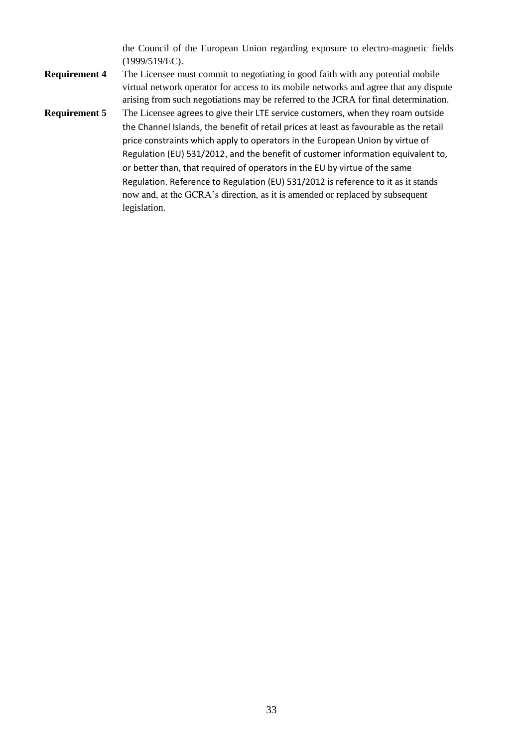the Council of the European Union regarding exposure to electro-magnetic fields (1999/519/EC).

**Requirement 4** The Licensee must commit to negotiating in good faith with any potential mobile virtual network operator for access to its mobile networks and agree that any dispute arising from such negotiations may be referred to the JCRA for final determination.

**Requirement 5** The Licensee agrees to give their LTE service customers, when they roam outside the Channel Islands, the benefit of retail prices at least as favourable as the retail price constraints which apply to operators in the European Union by virtue of Regulation (EU) 531/2012, and the benefit of customer information equivalent to, or better than, that required of operators in the EU by virtue of the same Regulation. Reference to Regulation (EU) 531/2012 is reference to it as it stands now and, at the GCRA's direction, as it is amended or replaced by subsequent legislation.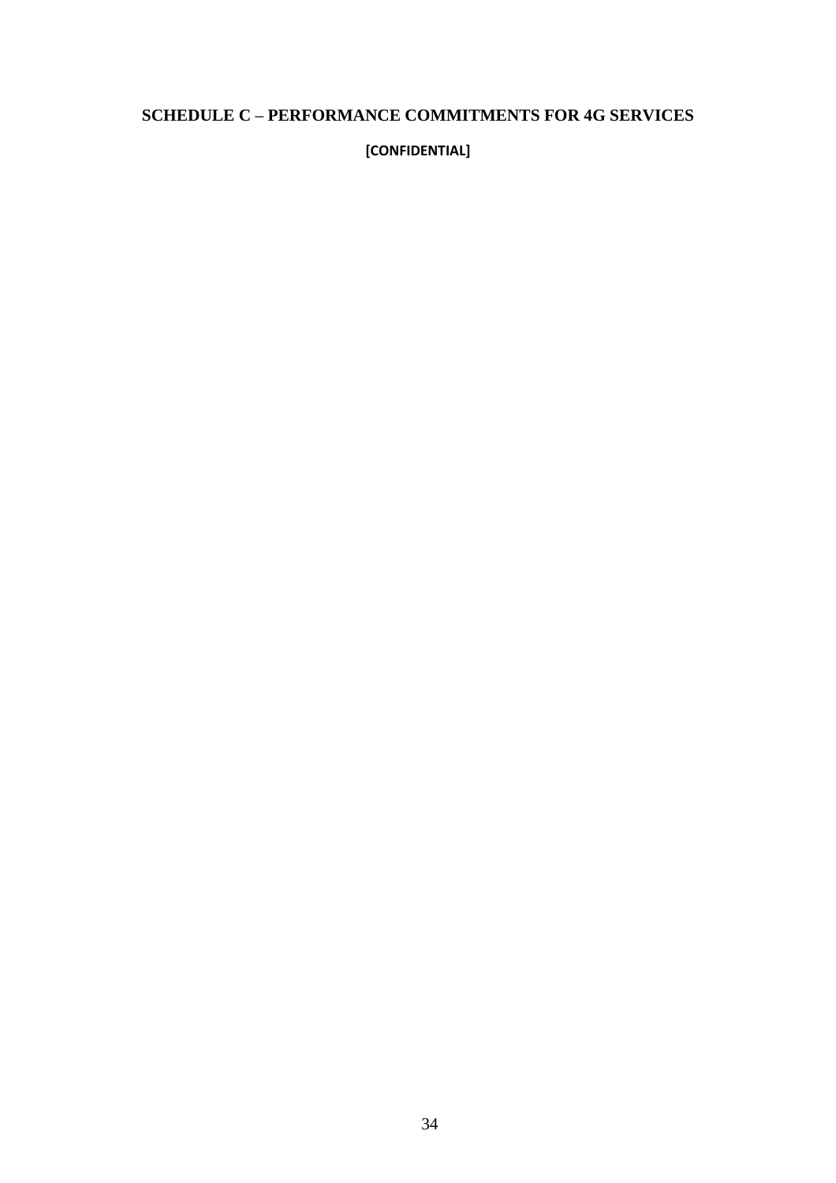## SCHEDULE C – PERFORMANCE COMMITMENTS FOR 4G SERVICES

**[CONFIDENTIAL]**